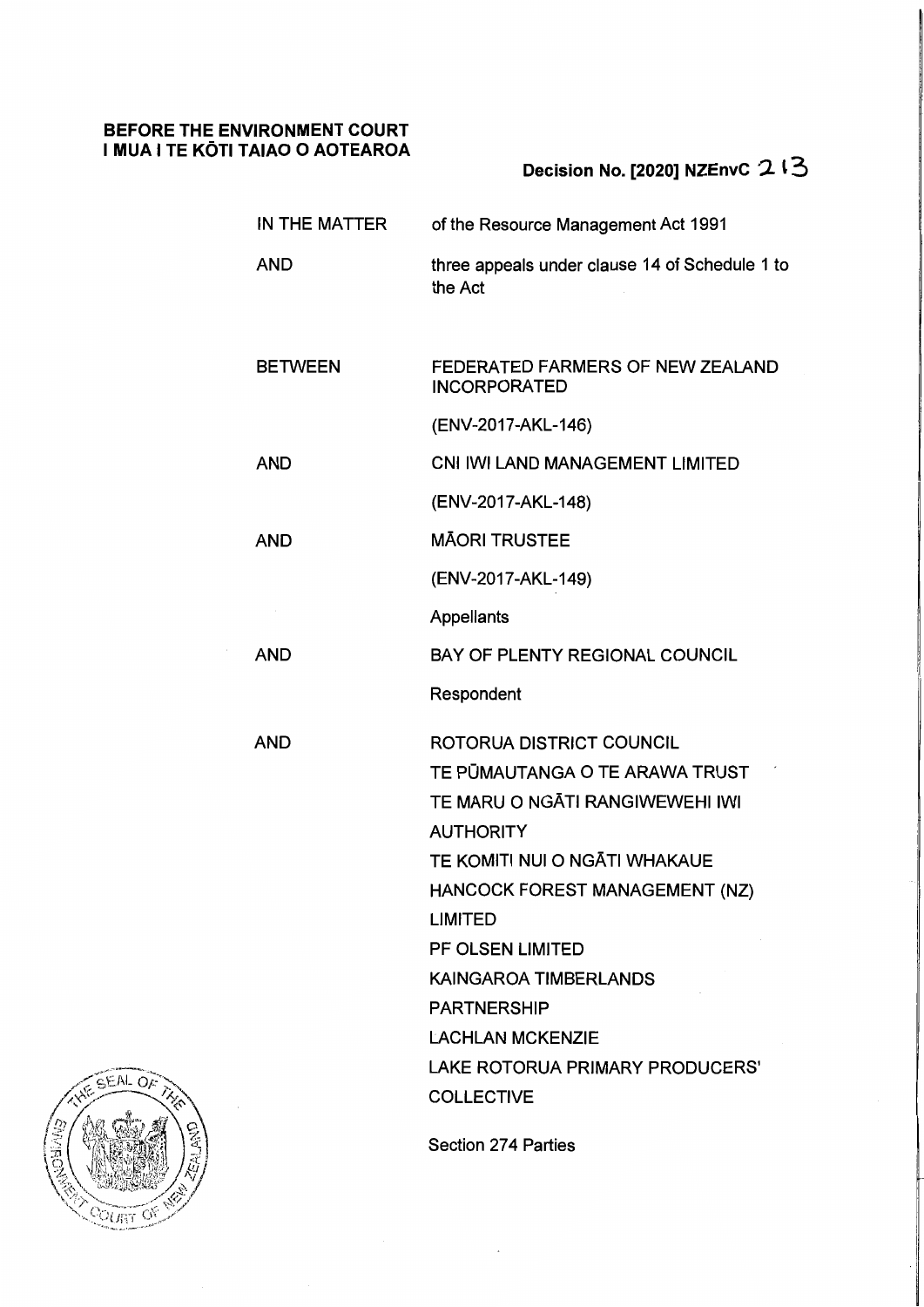**BEFORE THE ENVIRONMENT COURT**
**I MUA I TE KŌTI TAIAO O AOTEAROA**

**Decision No. [2020] NZEnvC 213**

| | |
|---|---|
| IN THE MATTER | of the Resource Management Act 1991 |
| AND | three appeals under clause 14 of Schedule 1 to the Act |
| BETWEEN | FEDERATED FARMERS OF NEW ZEALAND INCORPORATED |
| | (ENV-2017-AKL-146) |
| AND | CNI IWI LAND MANAGEMENT LIMITED |
| | (ENV-2017-AKL-148) |
| AND | MĀORI TRUSTEE |
| | (ENV-2017-AKL-149) |
| | Appellants |
| AND | BAY OF PLENTY REGIONAL COUNCIL |
| | Respondent |
| AND | ROTORUA DISTRICT COUNCIL<br>TE PŪMAUTANGA O TE ARAWA TRUST<br>TE MARU O NGĀTI RANGIWEWEHI IWI AUTHORITY<br>TE KOMITI NUI O NGĀTI WHAKAUE<br>HANCOCK FOREST MANAGEMENT (NZ) LIMITED<br>PF OLSEN LIMITED<br>KAINGAROA TIMBERLANDS PARTNERSHIP<br>LACHLAN MCKENZIE<br>LAKE ROTORUA PRIMARY PRODUCERS' COLLECTIVE |
| | Section 274 Parties |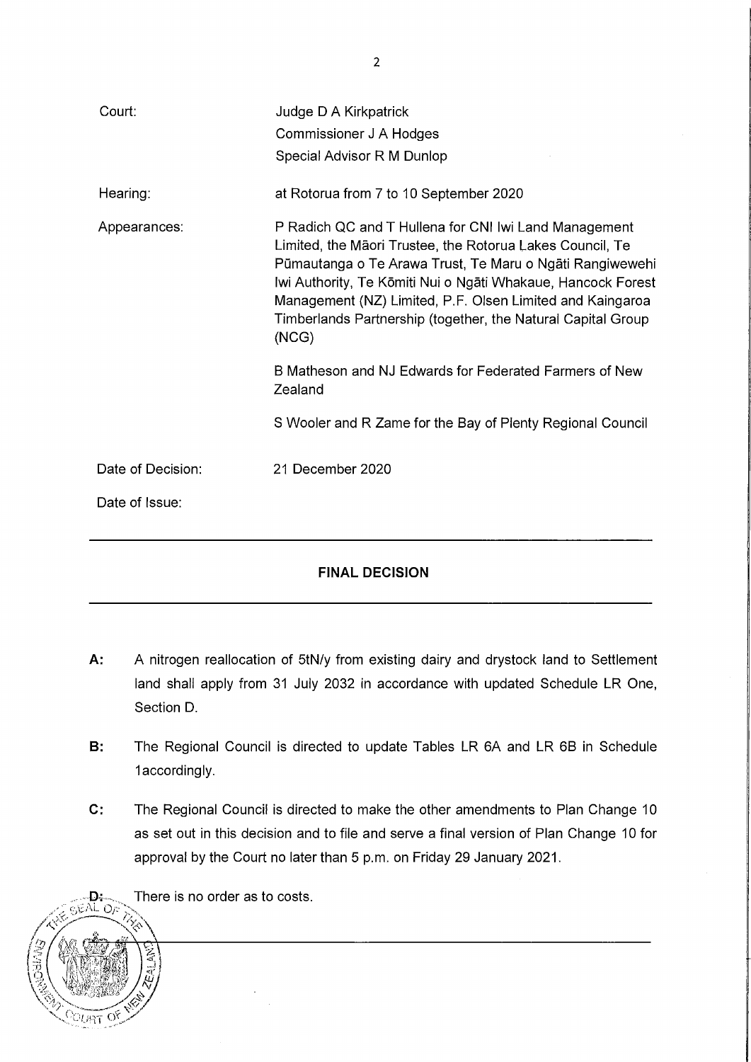| | |
|---|---|
| Court: | Judge D A Kirkpatrick<br>Commissioner J A Hodges<br>Special Advisor R M Dunlop |
| Hearing: | at Rotorua from 7 to 10 September 2020 |
| Appearances: | P Radich QC and T Hullena for CNI Iwi Land Management Limited, the Māori Trustee, the Rotorua Lakes Council, Te Pūmautanga o Te Arawa Trust, Te Maru o Ngāti Rangiwewehi Iwi Authority, Te Kōmiti Nui o Ngāti Whakaue, Hancock Forest Management (NZ) Limited, P.F. Olsen Limited and Kaingaroa Timberlands Partnership (together, the Natural Capital Group (NCG)<br><br>B Matheson and NJ Edwards for Federated Farmers of New Zealand<br><br>S Wooler and R Zame for the Bay of Plenty Regional Council |
| Date of Decision: | 21 December 2020 |
| Date of Issue: | |

---

**FINAL DECISION**

---

**A:** A nitrogen reallocation of 5tN/y from existing dairy and drystock land to Settlement land shall apply from 31 July 2032 in accordance with updated Schedule LR One, Section D.

**B:** The Regional Council is directed to update Tables LR 6A and LR 6B in Schedule 1accordingly.

**C:** The Regional Council is directed to make the other amendments to Plan Change 10 as set out in this decision and to file and serve a final version of Plan Change 10 for approval by the Court no later than 5 p.m. on Friday 29 January 2021.

**D:** There is no order as to costs.

---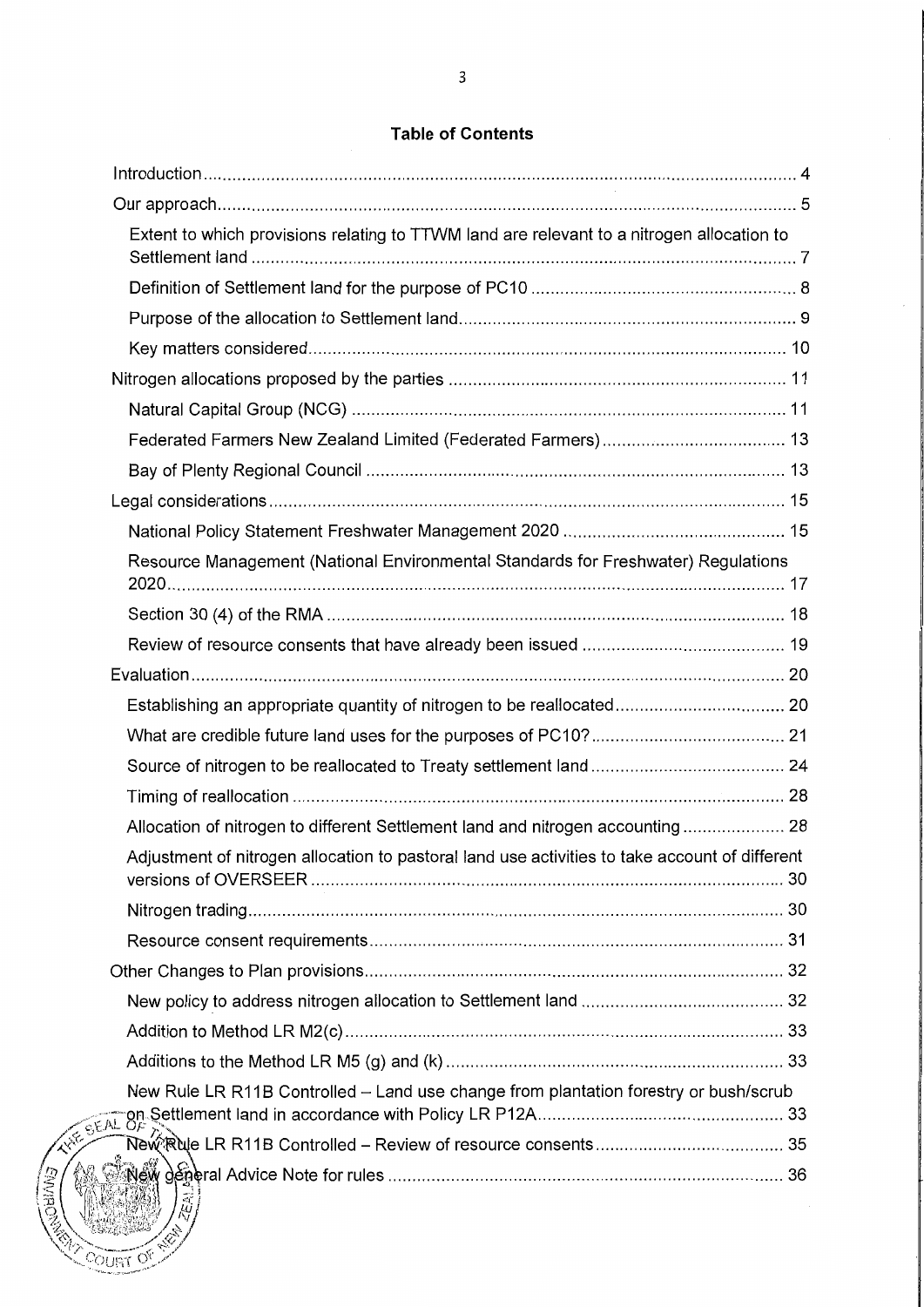## Table of Contents

- Introduction ..... 4
- Our approach ..... 5
  - Extent to which provisions relating to TTWM land are relevant to a nitrogen allocation to Settlement land ..... 7
  - Definition of Settlement land for the purpose of PC10 ..... 8
  - Purpose of the allocation to Settlement land ..... 9
  - Key matters considered ..... 10
- Nitrogen allocations proposed by the parties ..... 11
  - Natural Capital Group (NCG) ..... 11
  - Federated Farmers New Zealand Limited (Federated Farmers) ..... 13
  - Bay of Plenty Regional Council ..... 13
- Legal considerations ..... 15
  - National Policy Statement Freshwater Management 2020 ..... 15
  - Resource Management (National Environmental Standards for Freshwater) Regulations 2020 ..... 17
  - Section 30 (4) of the RMA ..... 18
  - Review of resource consents that have already been issued ..... 19
- Evaluation ..... 20
  - Establishing an appropriate quantity of nitrogen to be reallocated ..... 20
  - What are credible future land uses for the purposes of PC10? ..... 21
  - Source of nitrogen to be reallocated to Treaty settlement land ..... 24
  - Timing of reallocation ..... 28
  - Allocation of nitrogen to different Settlement land and nitrogen accounting ..... 28
  - Adjustment of nitrogen allocation to pastoral land use activities to take account of different versions of OVERSEER ..... 30
  - Nitrogen trading ..... 30
  - Resource consent requirements ..... 31
- Other Changes to Plan provisions ..... 32
  - New policy to address nitrogen allocation to Settlement land ..... 32
  - Addition to Method LR M2(c) ..... 33
  - Additions to the Method LR M5 (g) and (k) ..... 33
  - New Rule LR R11B Controlled – Land use change from plantation forestry or bush/scrub on Settlement land in accordance with Policy LR P12A ..... 33
  - New Rule LR R11B Controlled – Review of resource consents ..... 35
  - New general Advice Note for rules ..... 36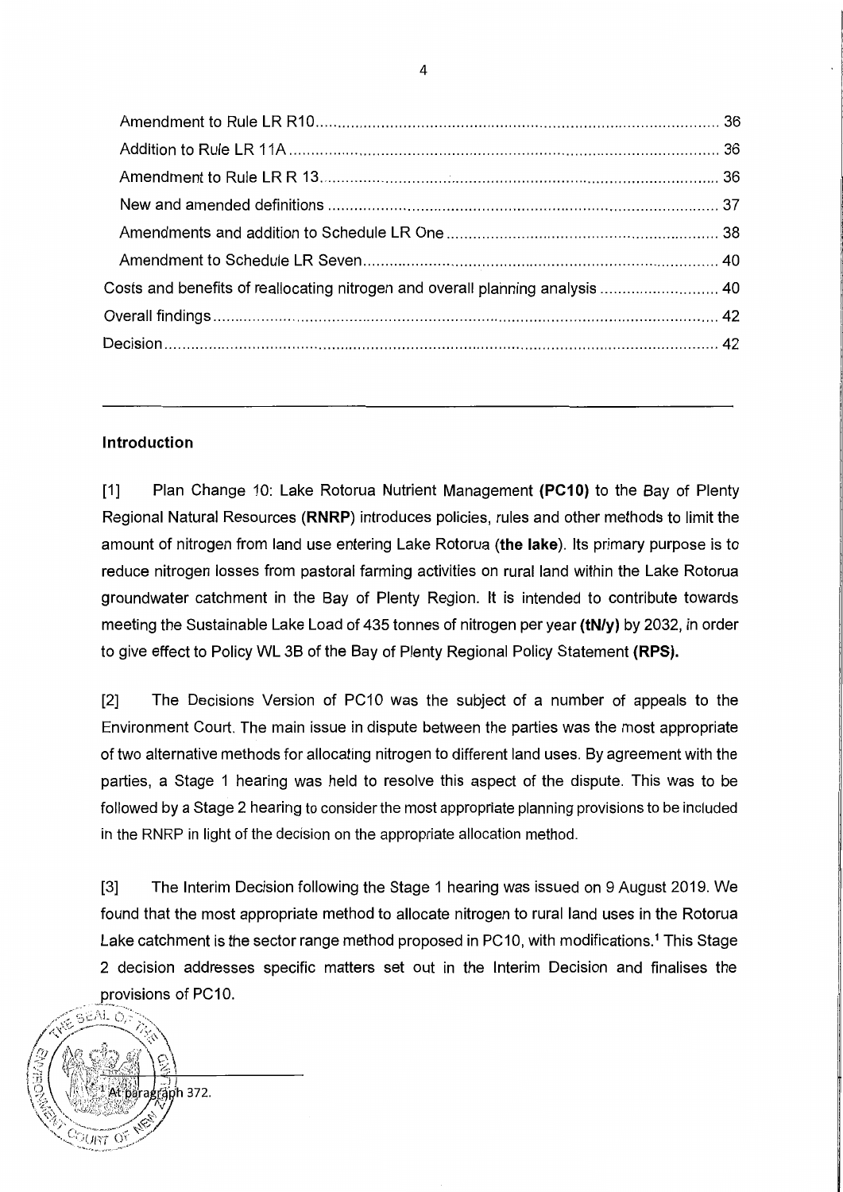Amendment to Rule LR R10 ........................................................................................ 36
Addition to Rule LR 11A ........................................................................................... 36
Amendment to Rule LR R 13 ...................................................................................... 36
New and amended definitions .................................................................................. 37
Amendments and addition to Schedule LR One ....................................................... 38
Amendment to Schedule LR Seven ........................................................................... 40
Costs and benefits of reallocating nitrogen and overall planning analysis ........................ 40
Overall findings ............................................................................................................ 42
Decision ........................................................................................................................ 42

---

### Introduction

[1] Plan Change 10: Lake Rotorua Nutrient Management **(PC10)** to the Bay of Plenty Regional Natural Resources (**RNRP**) introduces policies, rules and other methods to limit the amount of nitrogen from land use entering Lake Rotorua (**the lake**). Its primary purpose is to reduce nitrogen losses from pastoral farming activities on rural land within the Lake Rotorua groundwater catchment in the Bay of Plenty Region. It is intended to contribute towards meeting the Sustainable Lake Load of 435 tonnes of nitrogen per year **(tN/y)** by 2032, in order to give effect to Policy WL 3B of the Bay of Plenty Regional Policy Statement **(RPS).**

[2] The Decisions Version of PC10 was the subject of a number of appeals to the Environment Court. The main issue in dispute between the parties was the most appropriate of two alternative methods for allocating nitrogen to different land uses. By agreement with the parties, a Stage 1 hearing was held to resolve this aspect of the dispute. This was to be followed by a Stage 2 hearing to consider the most appropriate planning provisions to be included in the RNRP in light of the decision on the appropriate allocation method.

[3] The Interim Decision following the Stage 1 hearing was issued on 9 August 2019. We found that the most appropriate method to allocate nitrogen to rural land uses in the Rotorua Lake catchment is the sector range method proposed in PC10, with modifications.[1] This Stage 2 decision addresses specific matters set out in the Interim Decision and finalises the provisions of PC10.

---

[1] At paragraph 372.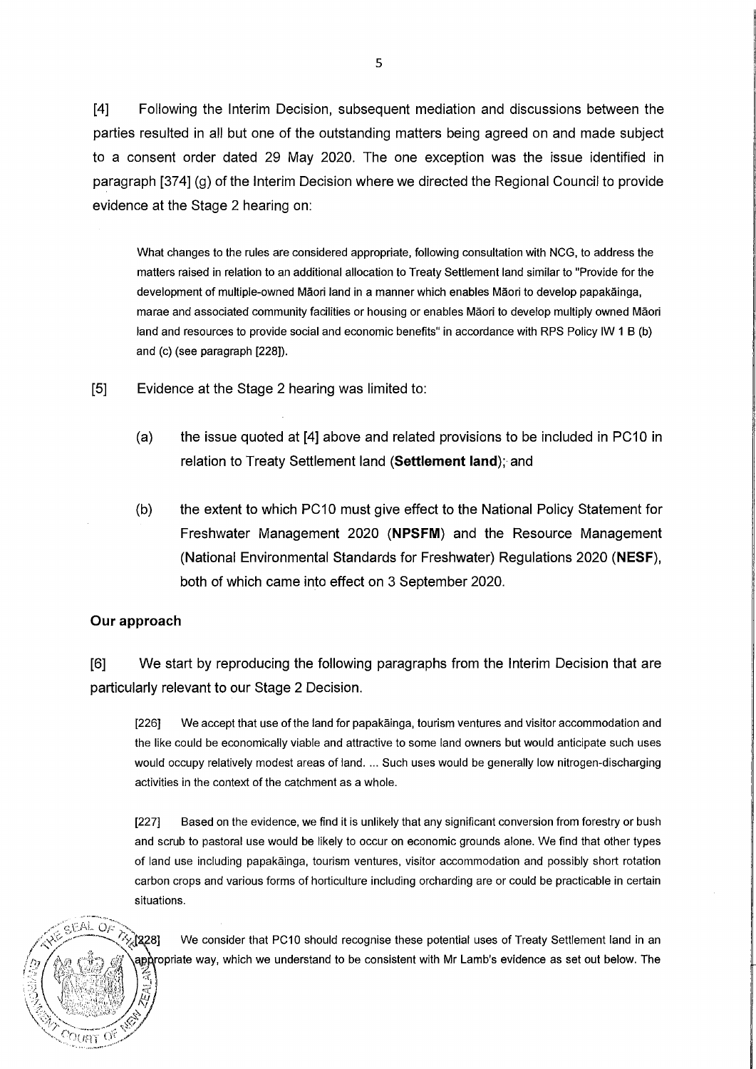[4] Following the Interim Decision, subsequent mediation and discussions between the parties resulted in all but one of the outstanding matters being agreed on and made subject to a consent order dated 29 May 2020. The one exception was the issue identified in paragraph [374] (g) of the Interim Decision where we directed the Regional Council to provide evidence at the Stage 2 hearing on:

> What changes to the rules are considered appropriate, following consultation with NCG, to address the matters raised in relation to an additional allocation to Treaty Settlement land similar to "Provide for the development of multiple-owned Māori land in a manner which enables Māori to develop papakāinga, marae and associated community facilities or housing or enables Māori to develop multiply owned Māori land and resources to provide social and economic benefits" in accordance with RPS Policy IW 1 B (b) and (c) (see paragraph [228]).

[5] Evidence at the Stage 2 hearing was limited to:

(a) the issue quoted at [4] above and related provisions to be included in PC10 in relation to Treaty Settlement land (**Settlement land**); and

(b) the extent to which PC10 must give effect to the National Policy Statement for Freshwater Management 2020 (**NPSFM**) and the Resource Management (National Environmental Standards for Freshwater) Regulations 2020 (**NESF**), both of which came into effect on 3 September 2020.

## Our approach

[6] We start by reproducing the following paragraphs from the Interim Decision that are particularly relevant to our Stage 2 Decision.

> [226] We accept that use of the land for papakāinga, tourism ventures and visitor accommodation and the like could be economically viable and attractive to some land owners but would anticipate such uses would occupy relatively modest areas of land. ... Such uses would be generally low nitrogen-discharging activities in the context of the catchment as a whole.
>
> [227] Based on the evidence, we find it is unlikely that any significant conversion from forestry or bush and scrub to pastoral use would be likely to occur on economic grounds alone. We find that other types of land use including papakāinga, tourism ventures, visitor accommodation and possibly short rotation carbon crops and various forms of horticulture including orcharding are or could be practicable in certain situations.
>
> [228] We consider that PC10 should recognise these potential uses of Treaty Settlement land in an appropriate way, which we understand to be consistent with Mr Lamb's evidence as set out below. The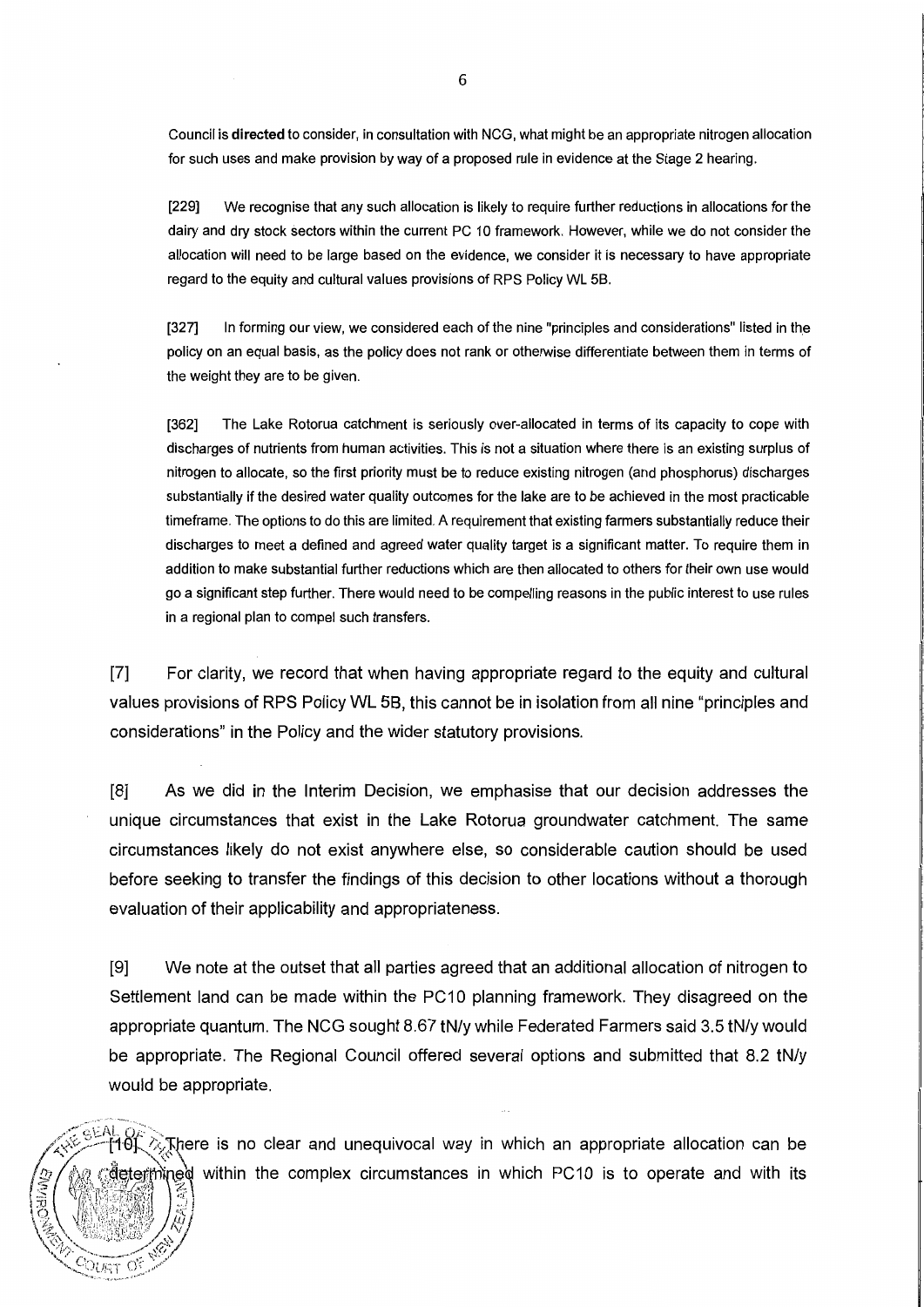Council is **directed** to consider, in consultation with NCG, what might be an appropriate nitrogen allocation for such uses and make provision by way of a proposed rule in evidence at the Stage 2 hearing.

> [229] We recognise that any such allocation is likely to require further reductions in allocations for the dairy and dry stock sectors within the current PC 10 framework. However, while we do not consider the allocation will need to be large based on the evidence, we consider it is necessary to have appropriate regard to the equity and cultural values provisions of RPS Policy WL 5B.
>
> [327] In forming our view, we considered each of the nine "principles and considerations" listed in the policy on an equal basis, as the policy does not rank or otherwise differentiate between them in terms of the weight they are to be given.
>
> [362] The Lake Rotorua catchment is seriously over-allocated in terms of its capacity to cope with discharges of nutrients from human activities. This is not a situation where there is an existing surplus of nitrogen to allocate, so the first priority must be to reduce existing nitrogen (and phosphorus) discharges substantially if the desired water quality outcomes for the lake are to be achieved in the most practicable timeframe. The options to do this are limited. A requirement that existing farmers substantially reduce their discharges to meet a defined and agreed water quality target is a significant matter. To require them in addition to make substantial further reductions which are then allocated to others for their own use would go a significant step further. There would need to be compelling reasons in the public interest to use rules in a regional plan to compel such transfers.

[7] For clarity, we record that when having appropriate regard to the equity and cultural values provisions of RPS Policy WL 5B, this cannot be in isolation from all nine "principles and considerations" in the Policy and the wider statutory provisions.

[8] As we did in the Interim Decision, we emphasise that our decision addresses the unique circumstances that exist in the Lake Rotorua groundwater catchment. The same circumstances likely do not exist anywhere else, so considerable caution should be used before seeking to transfer the findings of this decision to other locations without a thorough evaluation of their applicability and appropriateness.

[9] We note at the outset that all parties agreed that an additional allocation of nitrogen to Settlement land can be made within the PC10 planning framework. They disagreed on the appropriate quantum. The NCG sought 8.67 tN/y while Federated Farmers said 3.5 tN/y would be appropriate. The Regional Council offered several options and submitted that 8.2 tN/y would be appropriate.

[10] There is no clear and unequivocal way in which an appropriate allocation can be determined within the complex circumstances in which PC10 is to operate and with its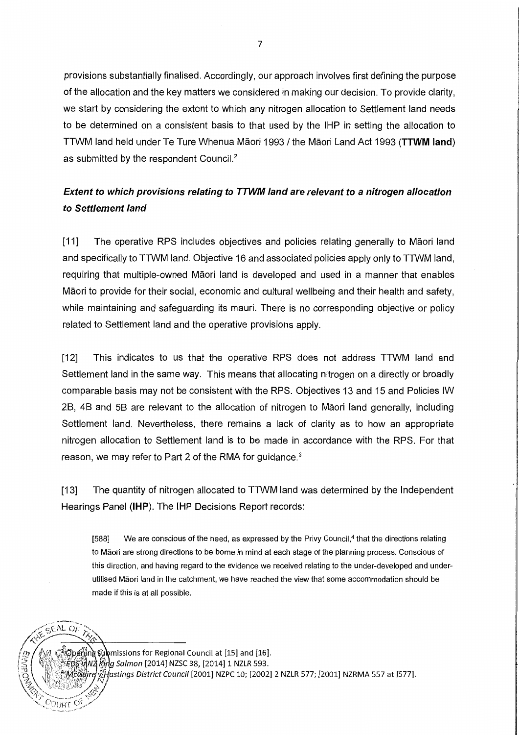provisions substantially finalised. Accordingly, our approach involves first defining the purpose of the allocation and the key matters we considered in making our decision. To provide clarity, we start by considering the extent to which any nitrogen allocation to Settlement land needs to be determined on a consistent basis to that used by the IHP in setting the allocation to TTWM land held under Te Ture Whenua Māori 1993 / the Māori Land Act 1993 (**TTWM land**) as submitted by the respondent Council.[2]

### *Extent to which provisions relating to TTWM land are relevant to a nitrogen allocation to Settlement land*

[11] The operative RPS includes objectives and policies relating generally to Māori land and specifically to TTWM land. Objective 16 and associated policies apply only to TTWM land, requiring that multiple-owned Māori land is developed and used in a manner that enables Māori to provide for their social, economic and cultural wellbeing and their health and safety, while maintaining and safeguarding its mauri. There is no corresponding objective or policy related to Settlement land and the operative provisions apply.

[12] This indicates to us that the operative RPS does not address TTWM land and Settlement land in the same way. This means that allocating nitrogen on a directly or broadly comparable basis may not be consistent with the RPS. Objectives 13 and 15 and Policies IW 2B, 4B and 5B are relevant to the allocation of nitrogen to Māori land generally, including Settlement land. Nevertheless, there remains a lack of clarity as to how an appropriate nitrogen allocation to Settlement land is to be made in accordance with the RPS. For that reason, we may refer to Part 2 of the RMA for guidance.[3]

[13] The quantity of nitrogen allocated to TTWM land was determined by the Independent Hearings Panel (**IHP**). The IHP Decisions Report records:

> [588] We are conscious of the need, as expressed by the Privy Council,[4] that the directions relating to Māori are strong directions to be borne in mind at each stage of the planning process. Conscious of this direction, and having regard to the evidence we received relating to the under-developed and under-utilised Māori land in the catchment, we have reached the view that some accommodation should be made if this is at all possible.

---

[2] Opening Submissions for Regional Council at [15] and [16].

[3] *EDS v NZ King Salmon* [2014] NZSC 38, [2014] 1 NZLR 593.

[4] *McGuire v Hastings District Council* [2001] NZPC 10; [2002] 2 NZLR 577; [2001] NZRMA 557 at [577].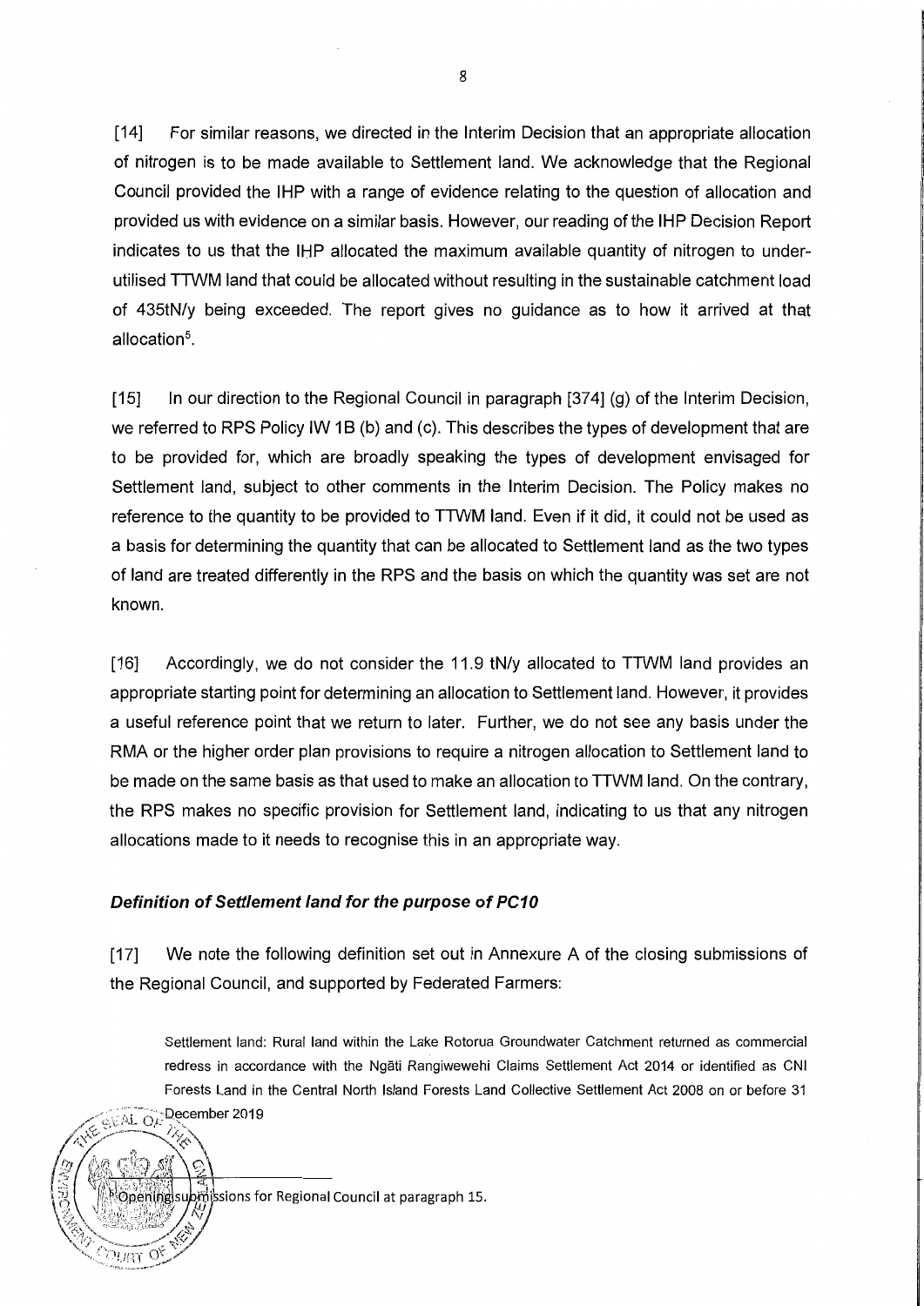[14] For similar reasons, we directed in the Interim Decision that an appropriate allocation of nitrogen is to be made available to Settlement land. We acknowledge that the Regional Council provided the IHP with a range of evidence relating to the question of allocation and provided us with evidence on a similar basis. However, our reading of the IHP Decision Report indicates to us that the IHP allocated the maximum available quantity of nitrogen to under-utilised TTWM land that could be allocated without resulting in the sustainable catchment load of 435tN/y being exceeded. The report gives no guidance as to how it arrived at that allocation[5].

[15] In our direction to the Regional Council in paragraph [374] (g) of the Interim Decision, we referred to RPS Policy IW 1B (b) and (c). This describes the types of development that are to be provided for, which are broadly speaking the types of development envisaged for Settlement land, subject to other comments in the Interim Decision. The Policy makes no reference to the quantity to be provided to TTWM land. Even if it did, it could not be used as a basis for determining the quantity that can be allocated to Settlement land as the two types of land are treated differently in the RPS and the basis on which the quantity was set are not known.

[16] Accordingly, we do not consider the 11.9 tN/y allocated to TTWM land provides an appropriate starting point for determining an allocation to Settlement land. However, it provides a useful reference point that we return to later. Further, we do not see any basis under the RMA or the higher order plan provisions to require a nitrogen allocation to Settlement land to be made on the same basis as that used to make an allocation to TTWM land. On the contrary, the RPS makes no specific provision for Settlement land, indicating to us that any nitrogen allocations made to it needs to recognise this in an appropriate way.

### *Definition of Settlement land for the purpose of PC10*

[17] We note the following definition set out in Annexure A of the closing submissions of the Regional Council, and supported by Federated Farmers:

> Settlement land: Rural land within the Lake Rotorua Groundwater Catchment returned as commercial redress in accordance with the Ngāti Rangiwewehi Claims Settlement Act 2014 or identified as CNI Forests Land in the Central North Island Forests Land Collective Settlement Act 2008 on or before 31 December 2019

[5] Opening submissions for Regional Council at paragraph 15.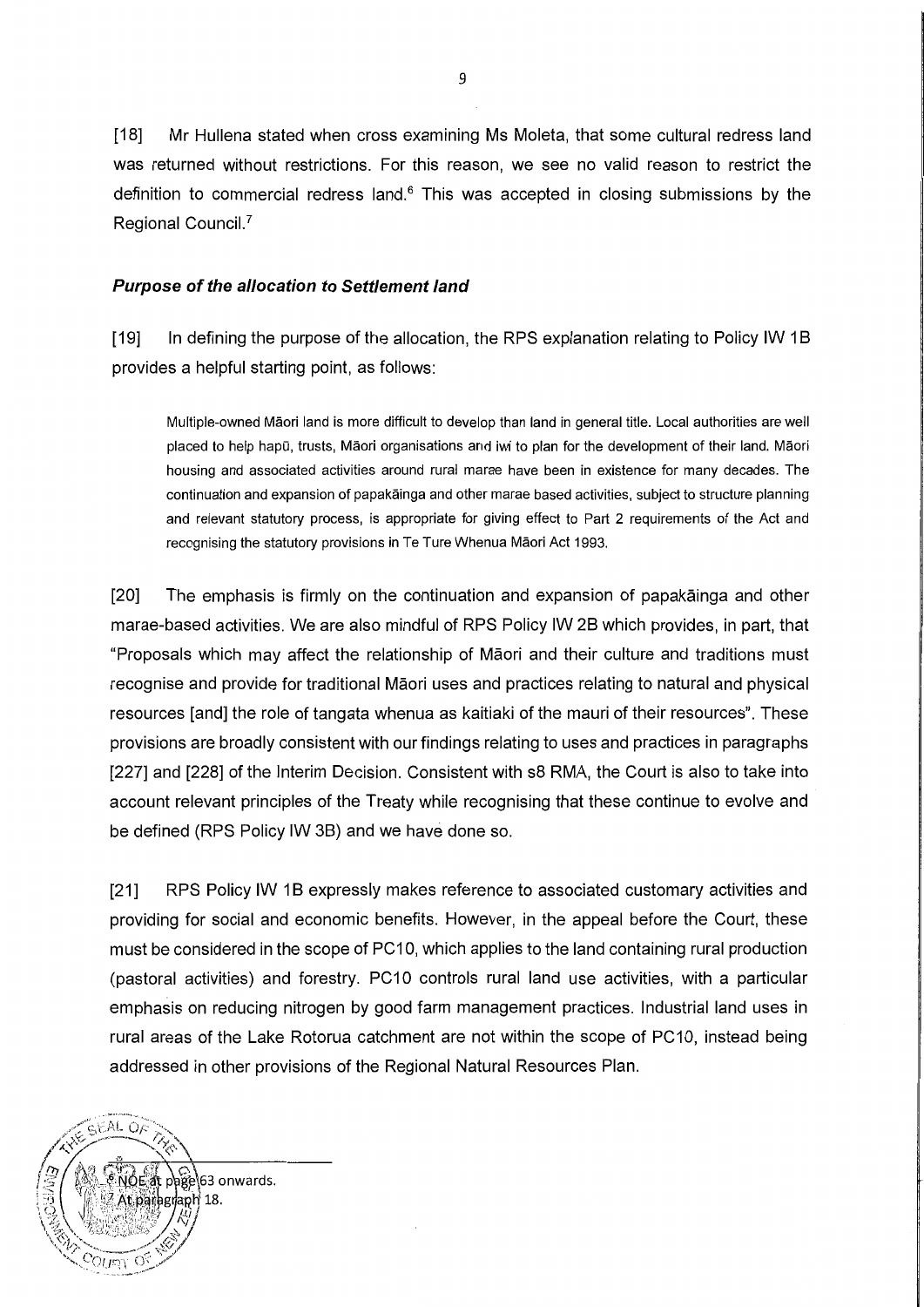[18] Mr Hullena stated when cross examining Ms Moleta, that some cultural redress land was returned without restrictions. For this reason, we see no valid reason to restrict the definition to commercial redress land.[6] This was accepted in closing submissions by the Regional Council.[7]

### *Purpose of the allocation to Settlement land*

[19] In defining the purpose of the allocation, the RPS explanation relating to Policy IW 1B provides a helpful starting point, as follows:

> Multiple-owned Māori land is more difficult to develop than land in general title. Local authorities are well placed to help hapū, trusts, Māori organisations and iwi to plan for the development of their land. Māori housing and associated activities around rural marae have been in existence for many decades. The continuation and expansion of papakāinga and other marae based activities, subject to structure planning and relevant statutory process, is appropriate for giving effect to Part 2 requirements of the Act and recognising the statutory provisions in Te Ture Whenua Māori Act 1993.

[20] The emphasis is firmly on the continuation and expansion of papakāinga and other marae-based activities. We are also mindful of RPS Policy IW 2B which provides, in part, that "Proposals which may affect the relationship of Māori and their culture and traditions must recognise and provide for traditional Māori uses and practices relating to natural and physical resources [and] the role of tangata whenua as kaitiaki of the mauri of their resources". These provisions are broadly consistent with our findings relating to uses and practices in paragraphs [227] and [228] of the Interim Decision. Consistent with s8 RMA, the Court is also to take into account relevant principles of the Treaty while recognising that these continue to evolve and be defined (RPS Policy IW 3B) and we have done so.

[21] RPS Policy IW 1B expressly makes reference to associated customary activities and providing for social and economic benefits. However, in the appeal before the Court, these must be considered in the scope of PC10, which applies to the land containing rural production (pastoral activities) and forestry. PC10 controls rural land use activities, with a particular emphasis on reducing nitrogen by good farm management practices. Industrial land uses in rural areas of the Lake Rotorua catchment are not within the scope of PC10, instead being addressed in other provisions of the Regional Natural Resources Plan.

---

[6] NOE at page 63 onwards.

[7] At paragraph 18.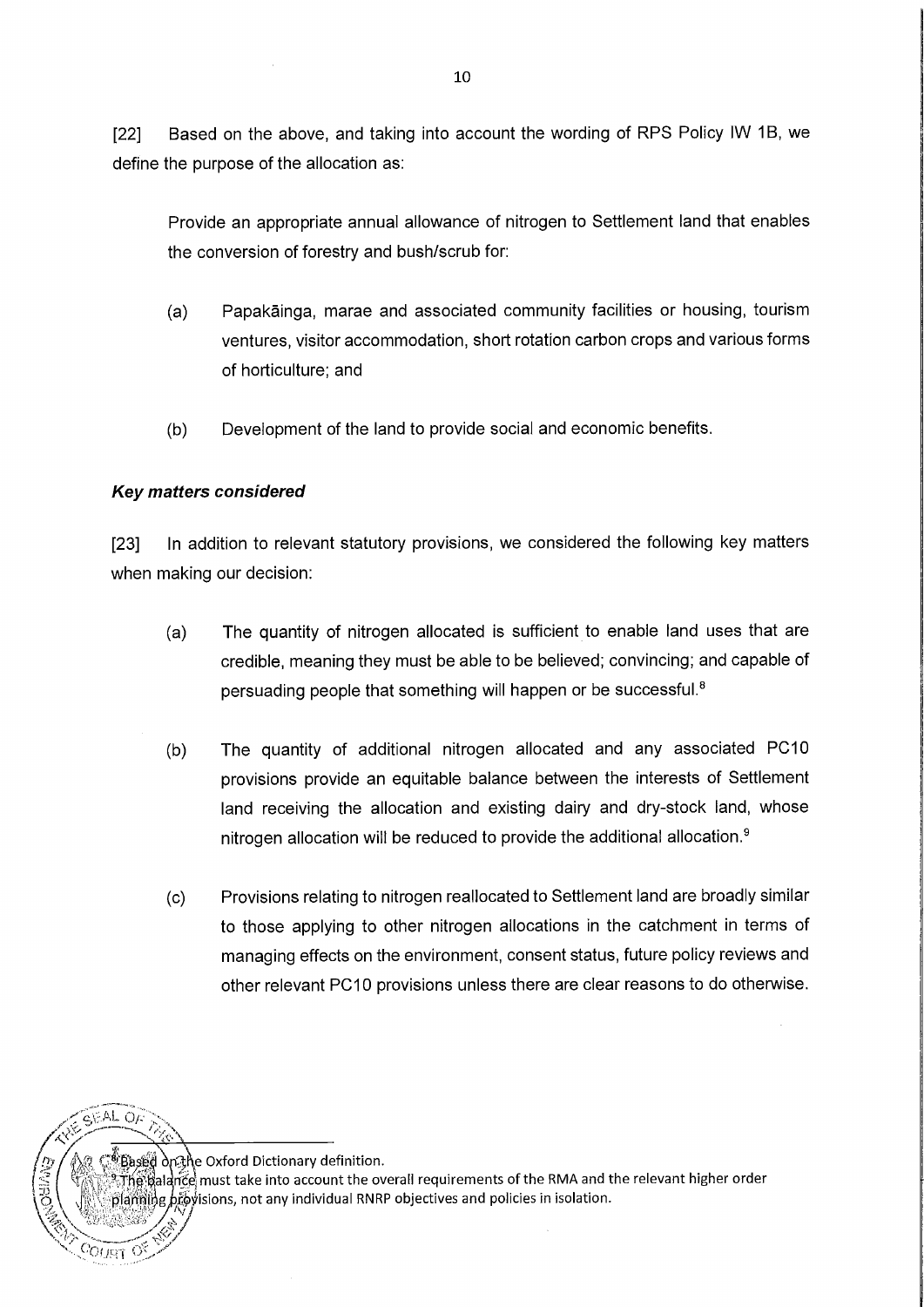[22] Based on the above, and taking into account the wording of RPS Policy IW 1B, we define the purpose of the allocation as:

> Provide an appropriate annual allowance of nitrogen to Settlement land that enables the conversion of forestry and bush/scrub for:
>
> (a) Papakāinga, marae and associated community facilities or housing, tourism ventures, visitor accommodation, short rotation carbon crops and various forms of horticulture; and
>
> (b) Development of the land to provide social and economic benefits.

***Key matters considered***

[23] In addition to relevant statutory provisions, we considered the following key matters when making our decision:

(a) The quantity of nitrogen allocated is sufficient to enable land uses that are credible, meaning they must be able to be believed; convincing; and capable of persuading people that something will happen or be successful.[8]

(b) The quantity of additional nitrogen allocated and any associated PC10 provisions provide an equitable balance between the interests of Settlement land receiving the allocation and existing dairy and dry-stock land, whose nitrogen allocation will be reduced to provide the additional allocation.[9]

(c) Provisions relating to nitrogen reallocated to Settlement land are broadly similar to those applying to other nitrogen allocations in the catchment in terms of managing effects on the environment, consent status, future policy reviews and other relevant PC10 provisions unless there are clear reasons to do otherwise.

---

[8] Based on the Oxford Dictionary definition.

[9] The balance must take into account the overall requirements of the RMA and the relevant higher order planning provisions, not any individual RNRP objectives and policies in isolation.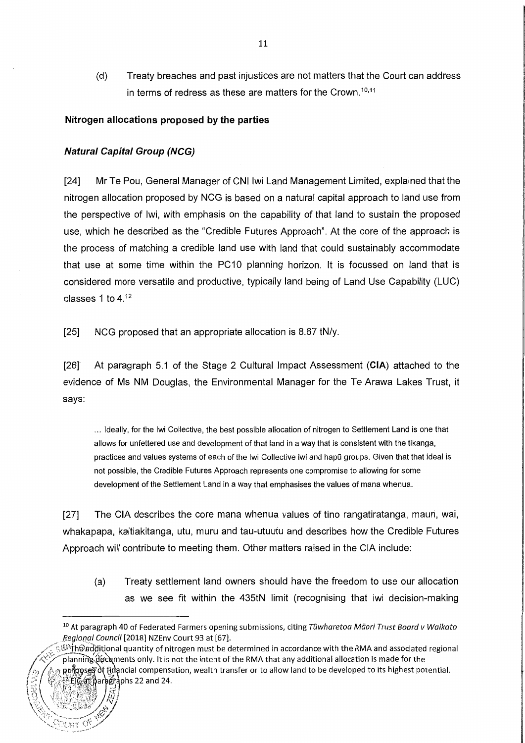(d) Treaty breaches and past injustices are not matters that the Court can address in terms of redress as these are matters for the Crown.[10,11]

**Nitrogen allocations proposed by the parties**

***Natural Capital Group (NCG)***

[24] Mr Te Pou, General Manager of CNI Iwi Land Management Limited, explained that the nitrogen allocation proposed by NCG is based on a natural capital approach to land use from the perspective of Iwi, with emphasis on the capability of that land to sustain the proposed use, which he described as the "Credible Futures Approach". At the core of the approach is the process of matching a credible land use with land that could sustainably accommodate that use at some time within the PC10 planning horizon. It is focussed on land that is considered more versatile and productive, typically land being of Land Use Capability (LUC) classes 1 to 4.[12]

[25] NCG proposed that an appropriate allocation is 8.67 tN/y.

[26] At paragraph 5.1 of the Stage 2 Cultural Impact Assessment (**CIA**) attached to the evidence of Ms NM Douglas, the Environmental Manager for the Te Arawa Lakes Trust, it says:

> ... Ideally, for the Iwi Collective, the best possible allocation of nitrogen to Settlement Land is one that allows for unfettered use and development of that land in a way that is consistent with the tikanga, practices and values systems of each of the Iwi Collective iwi and hapū groups. Given that that ideal is not possible, the Credible Futures Approach represents one compromise to allowing for some development of the Settlement Land in a way that emphasises the values of mana whenua.

[27] The CIA describes the core mana whenua values of tino rangatiratanga, mauri, wai, whakapapa, kaitiakitanga, utu, muru and tau-utuutu and describes how the Credible Futures Approach will contribute to meeting them. Other matters raised in the CIA include:

(a) Treaty settlement land owners should have the freedom to use our allocation as we see fit within the 435tN limit (recognising that iwi decision-making

---

[10] At paragraph 40 of Federated Farmers opening submissions, citing *Tūwharetoa Māori Trust Board v Waikato Regional Council* [2018] NZEnv Court 93 at [67].

[11] The additional quantity of nitrogen must be determined in accordance with the RMA and associated regional planning documents only. It is not the intent of the RMA that any additional allocation is made for the purposes of financial compensation, wealth transfer or to allow land to be developed to its highest potential.

[12] EIC at paragraphs 22 and 24.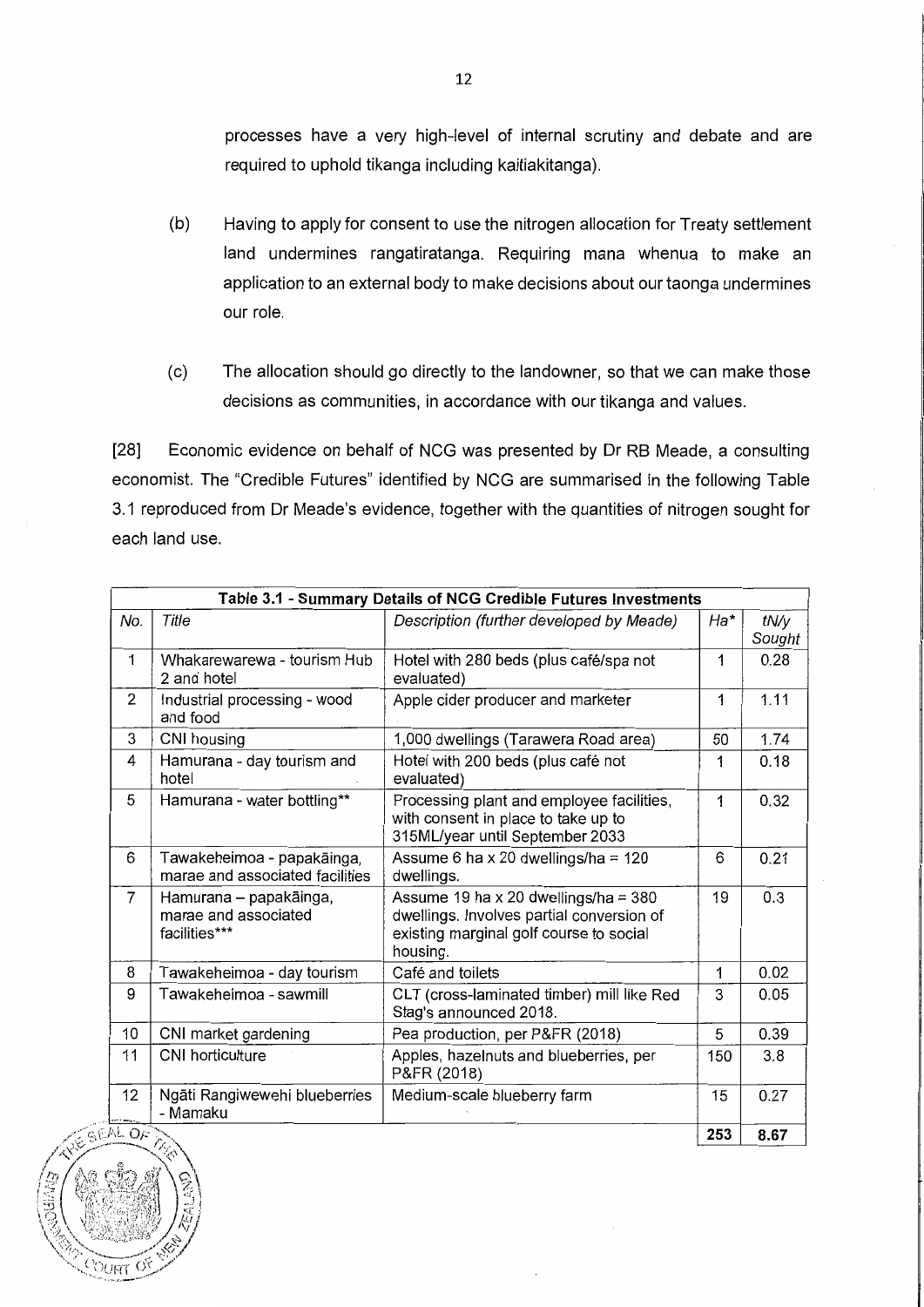processes have a very high-level of internal scrutiny and debate and are required to uphold tikanga including kaitiakitanga).

(b) Having to apply for consent to use the nitrogen allocation for Treaty settlement land undermines rangatiratanga. Requiring mana whenua to make an application to an external body to make decisions about our taonga undermines our role.

(c) The allocation should go directly to the landowner, so that we can make those decisions as communities, in accordance with our tikanga and values.

[28] Economic evidence on behalf of NCG was presented by Dr RB Meade, a consulting economist. The "Credible Futures" identified by NCG are summarised in the following Table 3.1 reproduced from Dr Meade's evidence, together with the quantities of nitrogen sought for each land use.

| **Table 3.1 - Summary Details of NCG Credible Futures Investments** | | | | |
|---|---|---|---|---|
| *No.* | *Title* | *Description (further developed by Meade)* | *Ha\** | *tN/y Sought* |
| 1 | Whakarewarewa - tourism Hub 2 and hotel | Hotel with 280 beds (plus café/spa not evaluated) | 1 | 0.28 |
| 2 | Industrial processing - wood and food | Apple cider producer and marketer | 1 | 1.11 |
| 3 | CNI housing | 1,000 dwellings (Tarawera Road area) | 50 | 1.74 |
| 4 | Hamurana - day tourism and hotel | Hotel with 200 beds (plus café not evaluated) | 1 | 0.18 |
| 5 | Hamurana - water bottling\*\* | Processing plant and employee facilities, with consent in place to take up to 315ML/year until September 2033 | 1 | 0.32 |
| 6 | Tawakeheimoa - papakāinga, marae and associated facilities | Assume 6 ha x 20 dwellings/ha = 120 dwellings. | 6 | 0.21 |
| 7 | Hamurana – papakāinga, marae and associated facilities\*\*\* | Assume 19 ha x 20 dwellings/ha = 380 dwellings. Involves partial conversion of existing marginal golf course to social housing. | 19 | 0.3 |
| 8 | Tawakeheimoa - day tourism | Café and toilets | 1 | 0.02 |
| 9 | Tawakeheimoa - sawmill | CLT (cross-laminated timber) mill like Red Stag's announced 2018. | 3 | 0.05 |
| 10 | CNI market gardening | Pea production, per P&FR (2018) | 5 | 0.39 |
| 11 | CNI horticulture | Apples, hazelnuts and blueberries, per P&FR (2018) | 150 | 3.8 |
| 12 | Ngāti Rangiwewehi blueberries - Mamaku | Medium-scale blueberry farm | 15 | 0.27 |
| | | | **253** | **8.67** |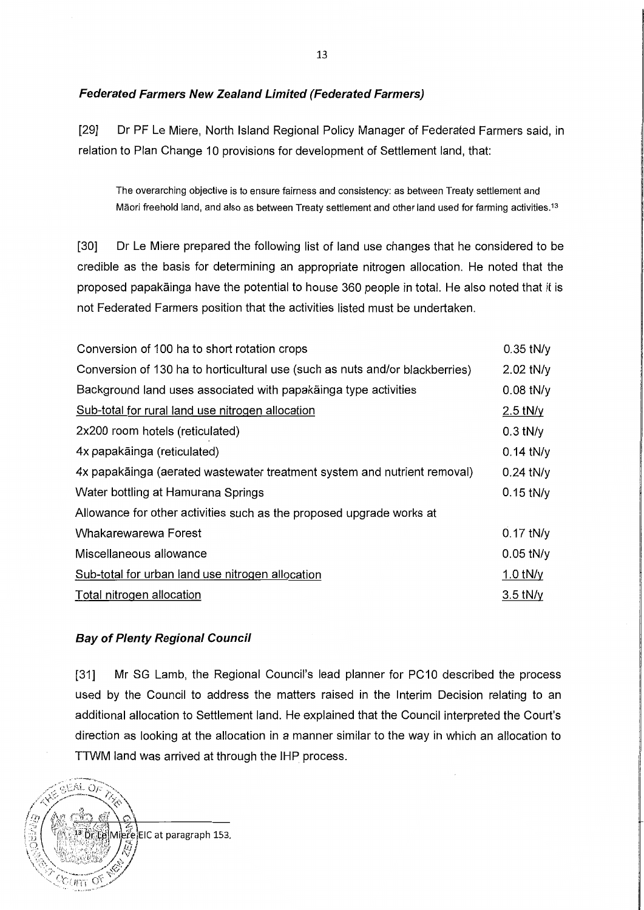### *Federated Farmers New Zealand Limited (Federated Farmers)*

[29] Dr PF Le Miere, North Island Regional Policy Manager of Federated Farmers said, in relation to Plan Change 10 provisions for development of Settlement land, that:

> The overarching objective is to ensure fairness and consistency: as between Treaty settlement and Māori freehold land, and also as between Treaty settlement and other land used for farming activities.[13]

[30] Dr Le Miere prepared the following list of land use changes that he considered to be credible as the basis for determining an appropriate nitrogen allocation. He noted that the proposed papakāinga have the potential to house 360 people in total. He also noted that it is not Federated Farmers position that the activities listed must be undertaken.

| | |
|---|---|
| Conversion of 100 ha to short rotation crops | 0.35 tN/y |
| Conversion of 130 ha to horticultural use (such as nuts and/or blackberries) | 2.02 tN/y |
| Background land uses associated with papakāinga type activities | 0.08 tN/y |
| <u>Sub-total for rural land use nitrogen allocation</u> | <u>2.5 tN/y</u> |
| 2x200 room hotels (reticulated) | 0.3 tN/y |
| 4x papakāinga (reticulated) | 0.14 tN/y |
| 4x papakāinga (aerated wastewater treatment system and nutrient removal) | 0.24 tN/y |
| Water bottling at Hamurana Springs | 0.15 tN/y |
| Allowance for other activities such as the proposed upgrade works at Whakarewarewa Forest | 0.17 tN/y |
| Miscellaneous allowance | 0.05 tN/y |
| <u>Sub-total for urban land use nitrogen allocation</u> | <u>1.0 tN/y</u> |
| <u>Total nitrogen allocation</u> | <u>3.5 tN/y</u> |

### *Bay of Plenty Regional Council*

[31] Mr SG Lamb, the Regional Council's lead planner for PC10 described the process used by the Council to address the matters raised in the Interim Decision relating to an additional allocation to Settlement land. He explained that the Council interpreted the Court's direction as looking at the allocation in a manner similar to the way in which an allocation to TTWM land was arrived at through the IHP process.

---

[13] Dr Le Miere EIC at paragraph 153.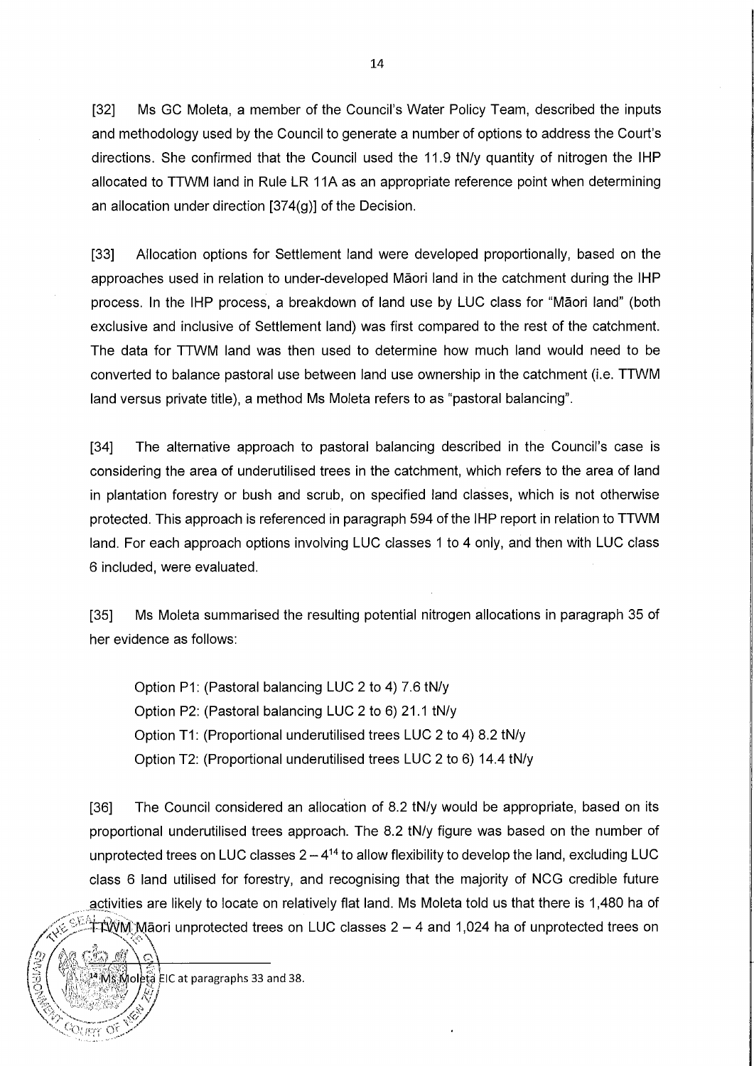[32] Ms GC Moleta, a member of the Council's Water Policy Team, described the inputs and methodology used by the Council to generate a number of options to address the Court's directions. She confirmed that the Council used the 11.9 tN/y quantity of nitrogen the IHP allocated to TTWM land in Rule LR 11A as an appropriate reference point when determining an allocation under direction [374(g)] of the Decision.

[33] Allocation options for Settlement land were developed proportionally, based on the approaches used in relation to under-developed Māori land in the catchment during the IHP process. In the IHP process, a breakdown of land use by LUC class for "Māori land" (both exclusive and inclusive of Settlement land) was first compared to the rest of the catchment. The data for TTWM land was then used to determine how much land would need to be converted to balance pastoral use between land use ownership in the catchment (i.e. TTWM land versus private title), a method Ms Moleta refers to as "pastoral balancing".

[34] The alternative approach to pastoral balancing described in the Council's case is considering the area of underutilised trees in the catchment, which refers to the area of land in plantation forestry or bush and scrub, on specified land classes, which is not otherwise protected. This approach is referenced in paragraph 594 of the IHP report in relation to TTWM land. For each approach options involving LUC classes 1 to 4 only, and then with LUC class 6 included, were evaluated.

[35] Ms Moleta summarised the resulting potential nitrogen allocations in paragraph 35 of her evidence as follows:

> Option P1: (Pastoral balancing LUC 2 to 4) 7.6 tN/y
> Option P2: (Pastoral balancing LUC 2 to 6) 21.1 tN/y
> Option T1: (Proportional underutilised trees LUC 2 to 4) 8.2 tN/y
> Option T2: (Proportional underutilised trees LUC 2 to 6) 14.4 tN/y

[36] The Council considered an allocation of 8.2 tN/y would be appropriate, based on its proportional underutilised trees approach. The 8.2 tN/y figure was based on the number of unprotected trees on LUC classes 2 – 4[14] to allow flexibility to develop the land, excluding LUC class 6 land utilised for forestry, and recognising that the majority of NCG credible future activities are likely to locate on relatively flat land. Ms Moleta told us that there is 1,480 ha of TTWM Māori unprotected trees on LUC classes 2 – 4 and 1,024 ha of unprotected trees on

[14] Ms Moleta EIC at paragraphs 33 and 38.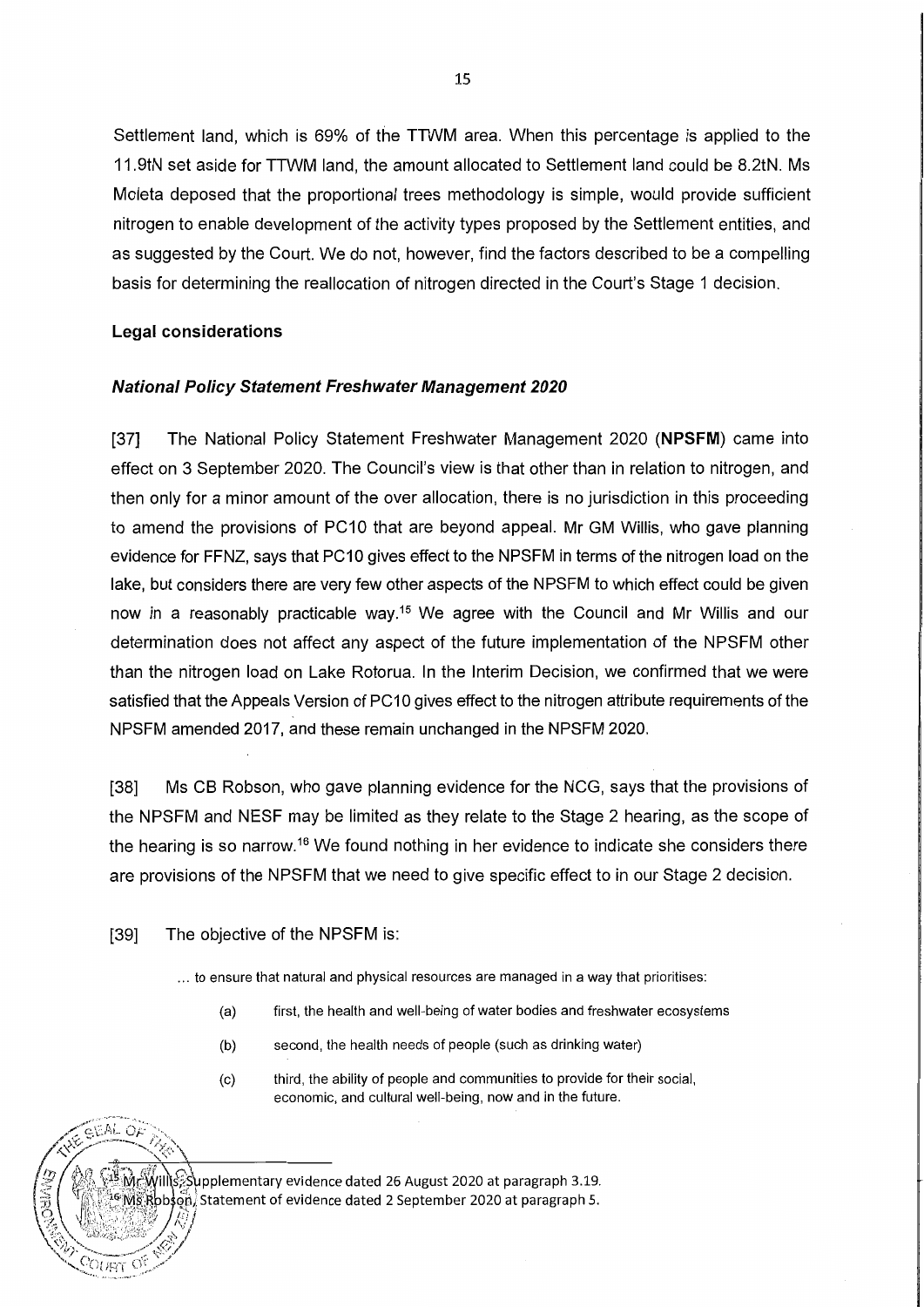Settlement land, which is 69% of the TTWM area. When this percentage is applied to the 11.9tN set aside for TTWM land, the amount allocated to Settlement land could be 8.2tN. Ms Moleta deposed that the proportional trees methodology is simple, would provide sufficient nitrogen to enable development of the activity types proposed by the Settlement entities, and as suggested by the Court. We do not, however, find the factors described to be a compelling basis for determining the reallocation of nitrogen directed in the Court's Stage 1 decision.

### Legal considerations

#### *National Policy Statement Freshwater Management 2020*

[37] The National Policy Statement Freshwater Management 2020 (**NPSFM**) came into effect on 3 September 2020. The Council's view is that other than in relation to nitrogen, and then only for a minor amount of the over allocation, there is no jurisdiction in this proceeding to amend the provisions of PC10 that are beyond appeal. Mr GM Willis, who gave planning evidence for FFNZ, says that PC10 gives effect to the NPSFM in terms of the nitrogen load on the lake, but considers there are very few other aspects of the NPSFM to which effect could be given now in a reasonably practicable way.[15] We agree with the Council and Mr Willis and our determination does not affect any aspect of the future implementation of the NPSFM other than the nitrogen load on Lake Rotorua. In the Interim Decision, we confirmed that we were satisfied that the Appeals Version of PC10 gives effect to the nitrogen attribute requirements of the NPSFM amended 2017, and these remain unchanged in the NPSFM 2020.

[38] Ms CB Robson, who gave planning evidence for the NCG, says that the provisions of the NPSFM and NESF may be limited as they relate to the Stage 2 hearing, as the scope of the hearing is so narrow.[16] We found nothing in her evidence to indicate she considers there are provisions of the NPSFM that we need to give specific effect to in our Stage 2 decision.

[39] The objective of the NPSFM is:

> ... to ensure that natural and physical resources are managed in a way that prioritises:
>
> (a) first, the health and well-being of water bodies and freshwater ecosystems
>
> (b) second, the health needs of people (such as drinking water)
>
> (c) third, the ability of people and communities to provide for their social, economic, and cultural well-being, now and in the future.

---

[15] Mr Willis, Supplementary evidence dated 26 August 2020 at paragraph 3.19.

[16] Ms Robson, Statement of evidence dated 2 September 2020 at paragraph 5.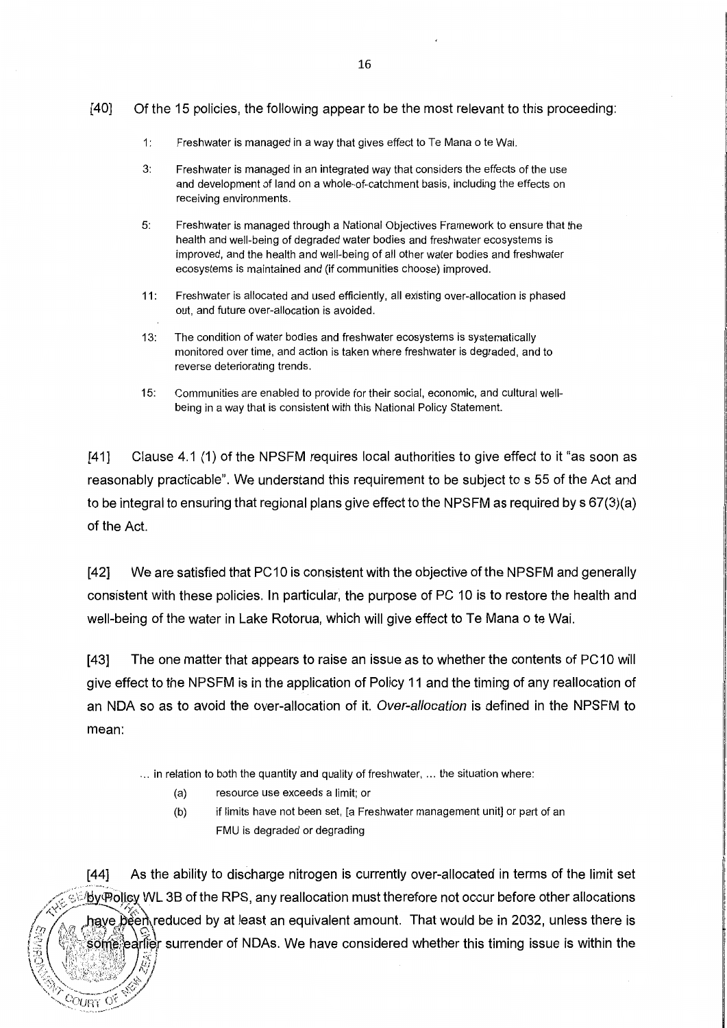[40] Of the 15 policies, the following appear to be the most relevant to this proceeding:

> 1: Freshwater is managed in a way that gives effect to Te Mana o te Wai.
>
> 3: Freshwater is managed in an integrated way that considers the effects of the use and development of land on a whole-of-catchment basis, including the effects on receiving environments.
>
> 5: Freshwater is managed through a National Objectives Framework to ensure that the health and well-being of degraded water bodies and freshwater ecosystems is improved, and the health and well-being of all other water bodies and freshwater ecosystems is maintained and (if communities choose) improved.
>
> 11: Freshwater is allocated and used efficiently, all existing over-allocation is phased out, and future over-allocation is avoided.
>
> 13: The condition of water bodies and freshwater ecosystems is systematically monitored over time, and action is taken where freshwater is degraded, and to reverse deteriorating trends.
>
> 15: Communities are enabled to provide for their social, economic, and cultural well-being in a way that is consistent with this National Policy Statement.

[41] Clause 4.1 (1) of the NPSFM requires local authorities to give effect to it "as soon as reasonably practicable". We understand this requirement to be subject to s 55 of the Act and to be integral to ensuring that regional plans give effect to the NPSFM as required by s 67(3)(a) of the Act.

[42] We are satisfied that PC10 is consistent with the objective of the NPSFM and generally consistent with these policies. In particular, the purpose of PC 10 is to restore the health and well-being of the water in Lake Rotorua, which will give effect to Te Mana o te Wai.

[43] The one matter that appears to raise an issue as to whether the contents of PC10 will give effect to the NPSFM is in the application of Policy 11 and the timing of any reallocation of an NDA so as to avoid the over-allocation of it. *Over-allocation* is defined in the NPSFM to mean:

> ... in relation to both the quantity and quality of freshwater, ... the situation where:
>
> (a) resource use exceeds a limit; or
>
> (b) if limits have not been set, [a Freshwater management unit] or part of an FMU is degraded or degrading

[44] As the ability to discharge nitrogen is currently over-allocated in terms of the limit set by Policy WL 3B of the RPS, any reallocation must therefore not occur before other allocations have been reduced by at least an equivalent amount. That would be in 2032, unless there is some earlier surrender of NDAs. We have considered whether this timing issue is within the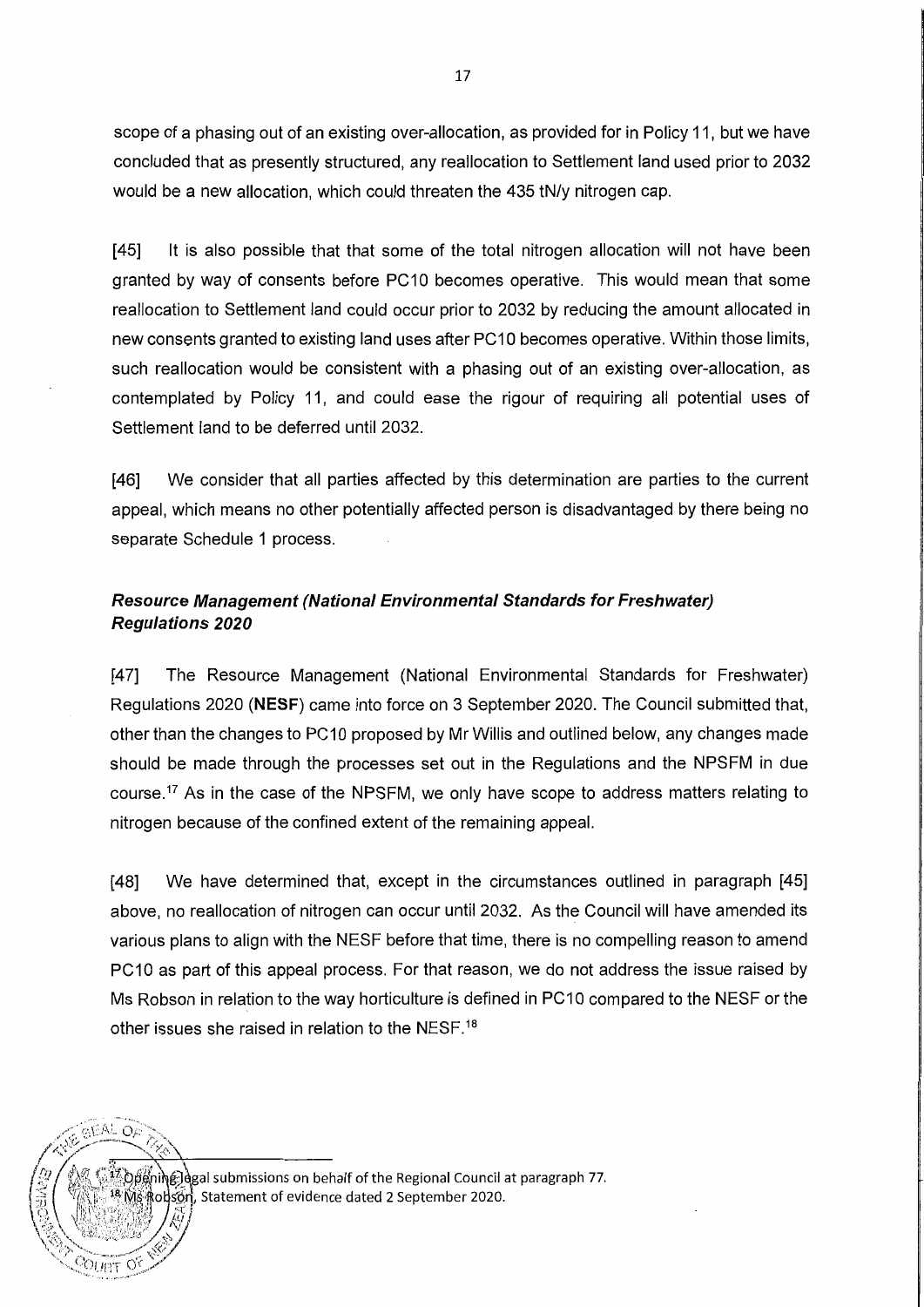scope of a phasing out of an existing over-allocation, as provided for in Policy 11, but we have concluded that as presently structured, any reallocation to Settlement land used prior to 2032 would be a new allocation, which could threaten the 435 tN/y nitrogen cap.

[45] It is also possible that that some of the total nitrogen allocation will not have been granted by way of consents before PC10 becomes operative. This would mean that some reallocation to Settlement land could occur prior to 2032 by reducing the amount allocated in new consents granted to existing land uses after PC10 becomes operative. Within those limits, such reallocation would be consistent with a phasing out of an existing over-allocation, as contemplated by Policy 11, and could ease the rigour of requiring all potential uses of Settlement land to be deferred until 2032.

[46] We consider that all parties affected by this determination are parties to the current appeal, which means no other potentially affected person is disadvantaged by there being no separate Schedule 1 process.

### *Resource Management (National Environmental Standards for Freshwater) Regulations 2020*

[47] The Resource Management (National Environmental Standards for Freshwater) Regulations 2020 (**NESF**) came into force on 3 September 2020. The Council submitted that, other than the changes to PC10 proposed by Mr Willis and outlined below, any changes made should be made through the processes set out in the Regulations and the NPSFM in due course.[17] As in the case of the NPSFM, we only have scope to address matters relating to nitrogen because of the confined extent of the remaining appeal.

[48] We have determined that, except in the circumstances outlined in paragraph [45] above, no reallocation of nitrogen can occur until 2032. As the Council will have amended its various plans to align with the NESF before that time, there is no compelling reason to amend PC10 as part of this appeal process. For that reason, we do not address the issue raised by Ms Robson in relation to the way horticulture is defined in PC10 compared to the NESF or the other issues she raised in relation to the NESF.[18]

---

[17] Opening legal submissions on behalf of the Regional Council at paragraph 77.

[18] Ms Robson, Statement of evidence dated 2 September 2020.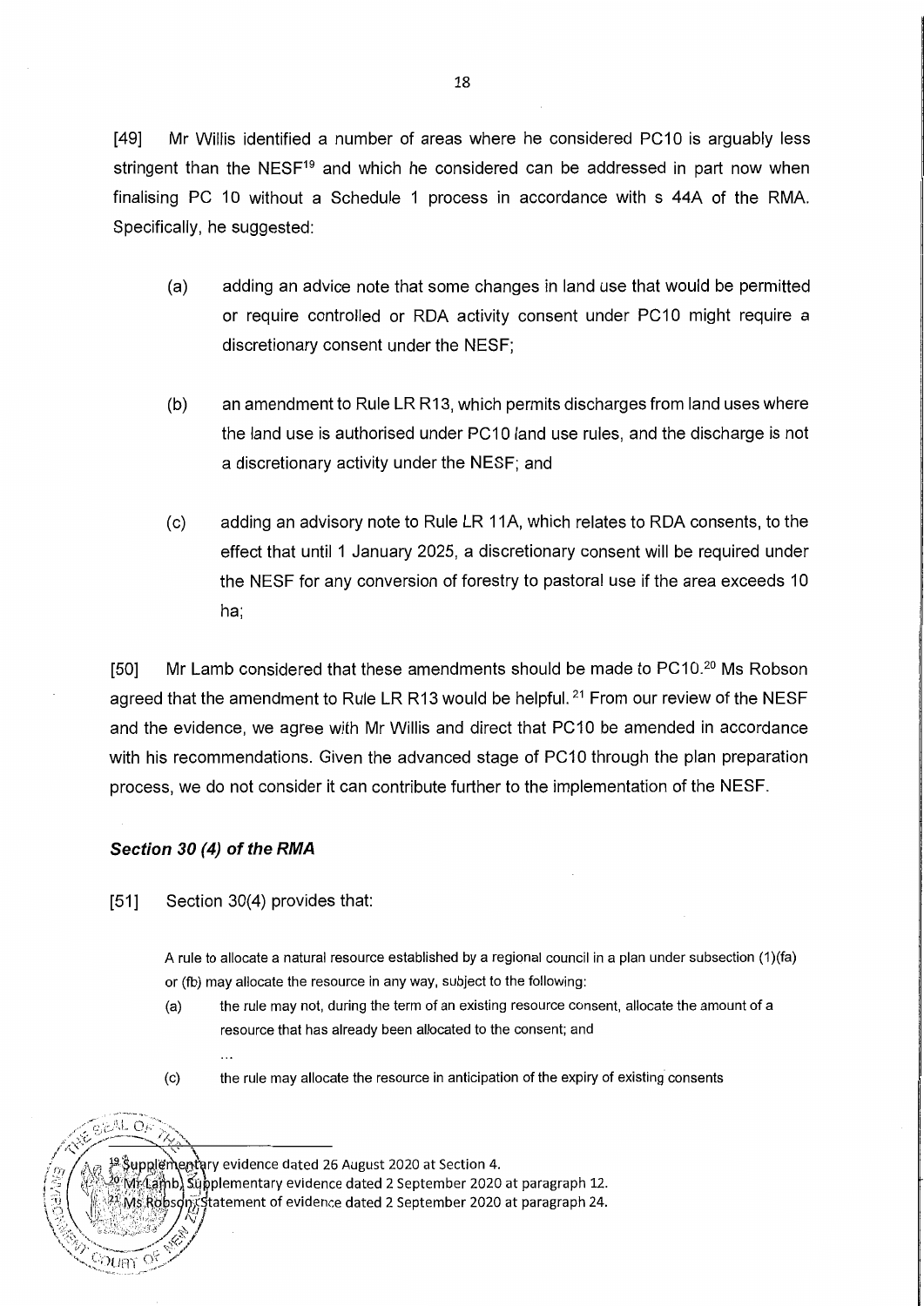[49] Mr Willis identified a number of areas where he considered PC10 is arguably less stringent than the NESF[19] and which he considered can be addressed in part now when finalising PC 10 without a Schedule 1 process in accordance with s 44A of the RMA. Specifically, he suggested:

(a) adding an advice note that some changes in land use that would be permitted or require controlled or RDA activity consent under PC10 might require a discretionary consent under the NESF;

(b) an amendment to Rule LR R13, which permits discharges from land uses where the land use is authorised under PC10 land use rules, and the discharge is not a discretionary activity under the NESF; and

(c) adding an advisory note to Rule LR 11A, which relates to RDA consents, to the effect that until 1 January 2025, a discretionary consent will be required under the NESF for any conversion of forestry to pastoral use if the area exceeds 10 ha;

[50] Mr Lamb considered that these amendments should be made to PC10.[20] Ms Robson agreed that the amendment to Rule LR R13 would be helpful.[21] From our review of the NESF and the evidence, we agree with Mr Willis and direct that PC10 be amended in accordance with his recommendations. Given the advanced stage of PC10 through the plan preparation process, we do not consider it can contribute further to the implementation of the NESF.

### *Section 30 (4) of the RMA*

[51] Section 30(4) provides that:

> A rule to allocate a natural resource established by a regional council in a plan under subsection (1)(fa) or (fb) may allocate the resource in any way, subject to the following:
>
> (a) the rule may not, during the term of an existing resource consent, allocate the amount of a resource that has already been allocated to the consent; and
>
> ...
>
> (c) the rule may allocate the resource in anticipation of the expiry of existing consents

[19] Supplementary evidence dated 26 August 2020 at Section 4.
[20] Mr Lamb, Supplementary evidence dated 2 September 2020 at paragraph 12.
[21] Ms Robson, Statement of evidence dated 2 September 2020 at paragraph 24.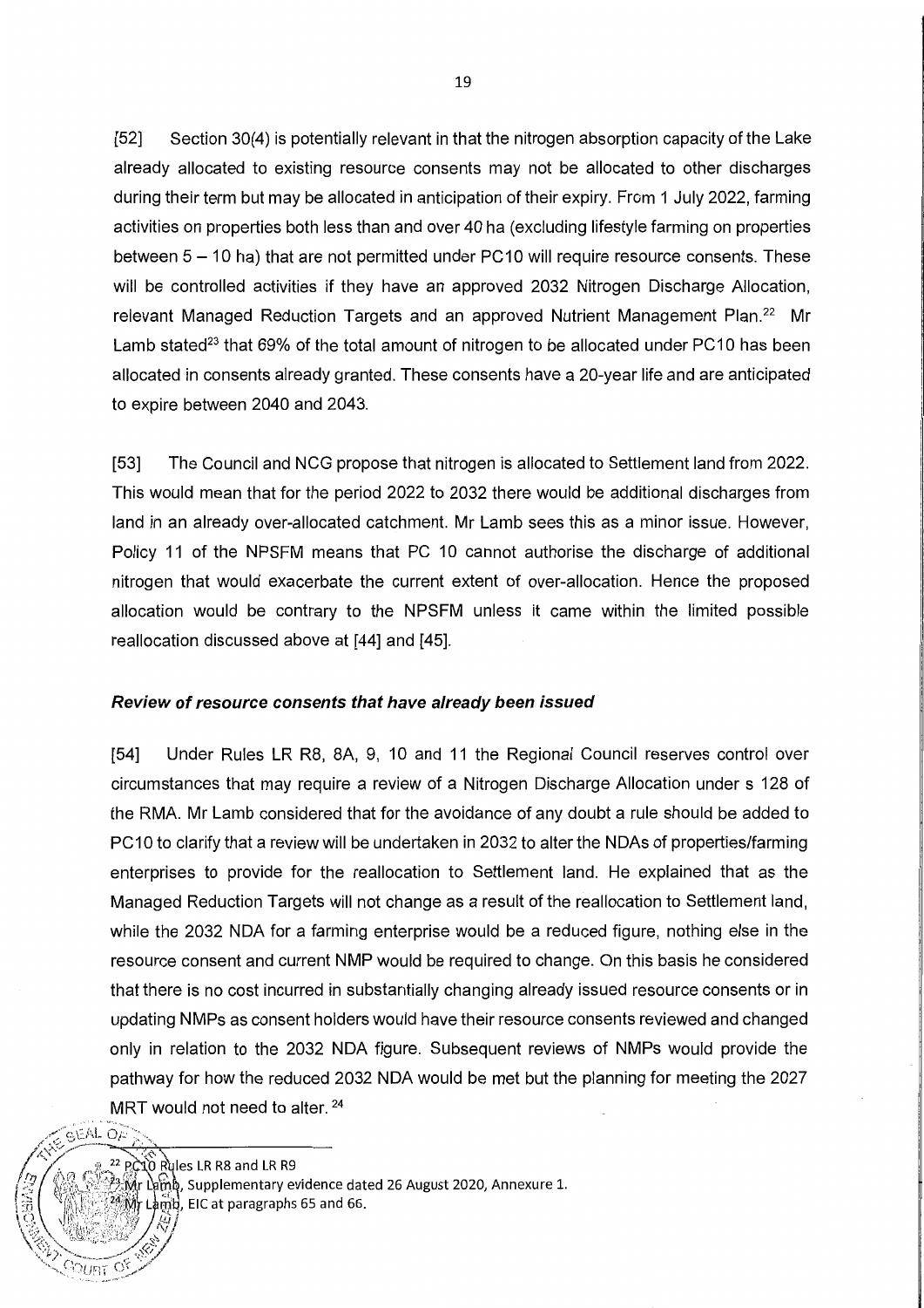[52] Section 30(4) is potentially relevant in that the nitrogen absorption capacity of the Lake already allocated to existing resource consents may not be allocated to other discharges during their term but may be allocated in anticipation of their expiry. From 1 July 2022, farming activities on properties both less than and over 40 ha (excluding lifestyle farming on properties between 5 – 10 ha) that are not permitted under PC10 will require resource consents. These will be controlled activities if they have an approved 2032 Nitrogen Discharge Allocation, relevant Managed Reduction Targets and an approved Nutrient Management Plan.[22] Mr Lamb stated[23] that 69% of the total amount of nitrogen to be allocated under PC10 has been allocated in consents already granted. These consents have a 20-year life and are anticipated to expire between 2040 and 2043.

[53] The Council and NCG propose that nitrogen is allocated to Settlement land from 2022. This would mean that for the period 2022 to 2032 there would be additional discharges from land in an already over-allocated catchment. Mr Lamb sees this as a minor issue. However, Policy 11 of the NPSFM means that PC 10 cannot authorise the discharge of additional nitrogen that would exacerbate the current extent of over-allocation. Hence the proposed allocation would be contrary to the NPSFM unless it came within the limited possible reallocation discussed above at [44] and [45].

### *Review of resource consents that have already been issued*

[54] Under Rules LR R8, 8A, 9, 10 and 11 the Regional Council reserves control over circumstances that may require a review of a Nitrogen Discharge Allocation under s 128 of the RMA. Mr Lamb considered that for the avoidance of any doubt a rule should be added to PC10 to clarify that a review will be undertaken in 2032 to alter the NDAs of properties/farming enterprises to provide for the reallocation to Settlement land. He explained that as the Managed Reduction Targets will not change as a result of the reallocation to Settlement land, while the 2032 NDA for a farming enterprise would be a reduced figure, nothing else in the resource consent and current NMP would be required to change. On this basis he considered that there is no cost incurred in substantially changing already issued resource consents or in updating NMPs as consent holders would have their resource consents reviewed and changed only in relation to the 2032 NDA figure. Subsequent reviews of NMPs would provide the pathway for how the reduced 2032 NDA would be met but the planning for meeting the 2027 MRT would not need to alter.[24]

---

[22] PC10 Rules LR R8 and LR R9

[23] Mr Lamb, Supplementary evidence dated 26 August 2020, Annexure 1.

[24] Mr Lamb, EIC at paragraphs 65 and 66.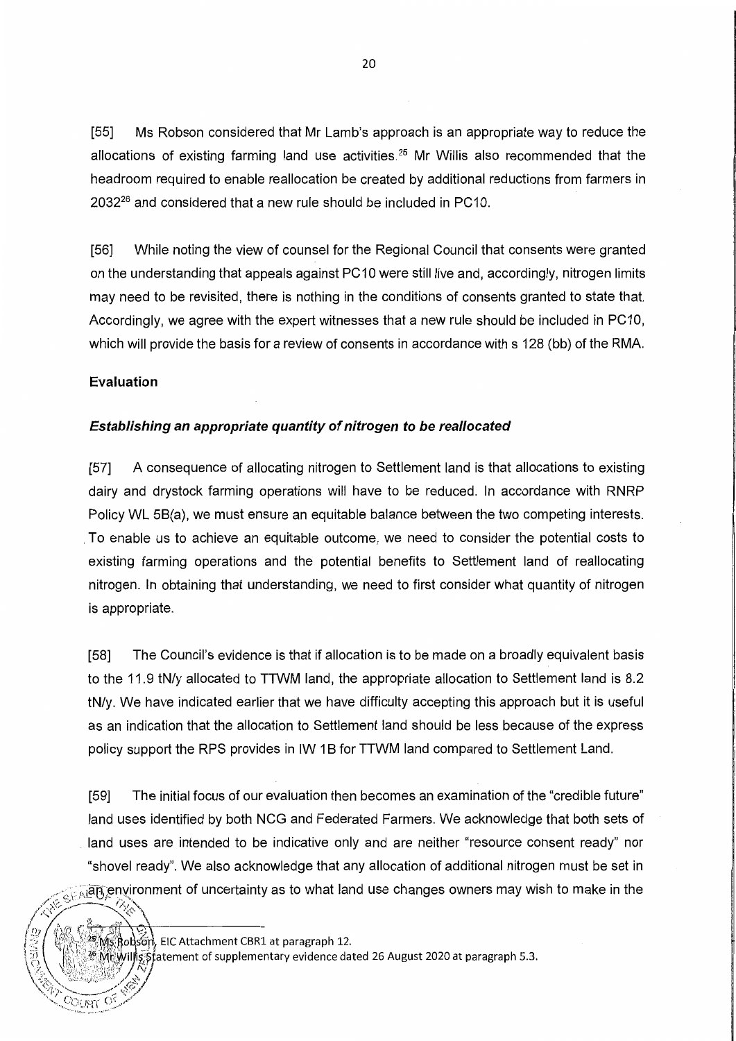[55] Ms Robson considered that Mr Lamb's approach is an appropriate way to reduce the allocations of existing farming land use activities.[25] Mr Willis also recommended that the headroom required to enable reallocation be created by additional reductions from farmers in 2032[26] and considered that a new rule should be included in PC10.

[56] While noting the view of counsel for the Regional Council that consents were granted on the understanding that appeals against PC10 were still live and, accordingly, nitrogen limits may need to be revisited, there is nothing in the conditions of consents granted to state that. Accordingly, we agree with the expert witnesses that a new rule should be included in PC10, which will provide the basis for a review of consents in accordance with s 128 (bb) of the RMA.

**Evaluation**

***Establishing an appropriate quantity of nitrogen to be reallocated***

[57] A consequence of allocating nitrogen to Settlement land is that allocations to existing dairy and drystock farming operations will have to be reduced. In accordance with RNRP Policy WL 5B(a), we must ensure an equitable balance between the two competing interests. To enable us to achieve an equitable outcome, we need to consider the potential costs to existing farming operations and the potential benefits to Settlement land of reallocating nitrogen. In obtaining that understanding, we need to first consider what quantity of nitrogen is appropriate.

[58] The Council's evidence is that if allocation is to be made on a broadly equivalent basis to the 11.9 tN/y allocated to TTWM land, the appropriate allocation to Settlement land is 8.2 tN/y. We have indicated earlier that we have difficulty accepting this approach but it is useful as an indication that the allocation to Settlement land should be less because of the express policy support the RPS provides in IW 1B for TTWM land compared to Settlement Land.

[59] The initial focus of our evaluation then becomes an examination of the "credible future" land uses identified by both NCG and Federated Farmers. We acknowledge that both sets of land uses are intended to be indicative only and are neither "resource consent ready" nor "shovel ready". We also acknowledge that any allocation of additional nitrogen must be set in an environment of uncertainty as to what land use changes owners may wish to make in the

[25] Ms Robson, EIC Attachment CBR1 at paragraph 12.

[26] Mr Willis Statement of supplementary evidence dated 26 August 2020 at paragraph 5.3.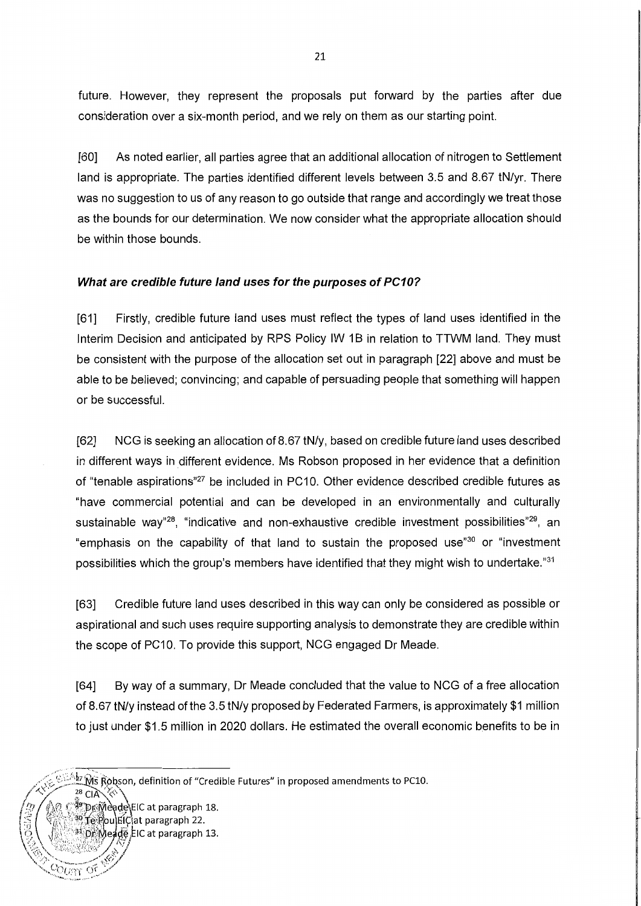future. However, they represent the proposals put forward by the parties after due consideration over a six-month period, and we rely on them as our starting point.

[60] As noted earlier, all parties agree that an additional allocation of nitrogen to Settlement land is appropriate. The parties identified different levels between 3.5 and 8.67 tN/yr. There was no suggestion to us of any reason to go outside that range and accordingly we treat those as the bounds for our determination. We now consider what the appropriate allocation should be within those bounds.

***What are credible future land uses for the purposes of PC10?***

[61] Firstly, credible future land uses must reflect the types of land uses identified in the Interim Decision and anticipated by RPS Policy IW 1B in relation to TTWM land. They must be consistent with the purpose of the allocation set out in paragraph [22] above and must be able to be believed; convincing; and capable of persuading people that something will happen or be successful.

[62] NCG is seeking an allocation of 8.67 tN/y, based on credible future land uses described in different ways in different evidence. Ms Robson proposed in her evidence that a definition of "tenable aspirations"[27] be included in PC10. Other evidence described credible futures as "have commercial potential and can be developed in an environmentally and culturally sustainable way"[28], "indicative and non-exhaustive credible investment possibilities"[29], an "emphasis on the capability of that land to sustain the proposed use"[30] or "investment possibilities which the group's members have identified that they might wish to undertake."[31]

[63] Credible future land uses described in this way can only be considered as possible or aspirational and such uses require supporting analysis to demonstrate they are credible within the scope of PC10. To provide this support, NCG engaged Dr Meade.

[64] By way of a summary, Dr Meade concluded that the value to NCG of a free allocation of 8.67 tN/y instead of the 3.5 tN/y proposed by Federated Farmers, is approximately $1 million to just under $1.5 million in 2020 dollars. He estimated the overall economic benefits to be in

---

[27] Ms Robson, definition of "Credible Futures" in proposed amendments to PC10.

[28] CIA

[29] Dr Meade EIC at paragraph 18.

[30] Te Pou EIC at paragraph 22.

[31] Dr Meade EIC at paragraph 13.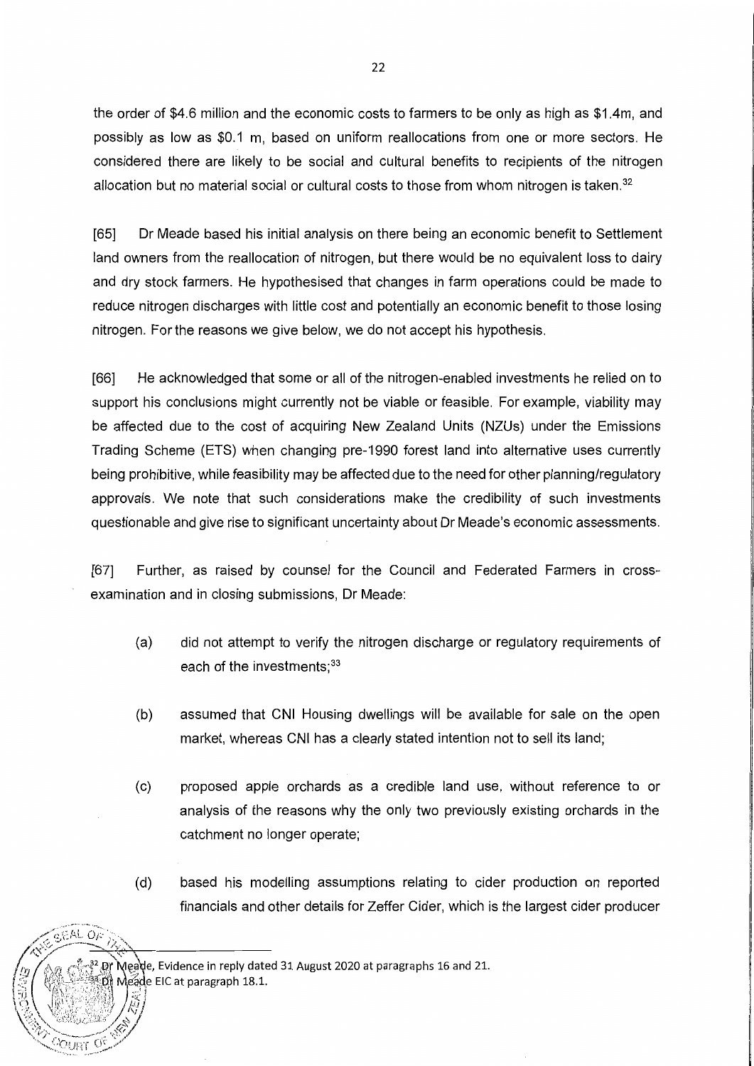the order of $4.6 million and the economic costs to farmers to be only as high as $1.4m, and possibly as low as $0.1 m, based on uniform reallocations from one or more sectors. He considered there are likely to be social and cultural benefits to recipients of the nitrogen allocation but no material social or cultural costs to those from whom nitrogen is taken.[32]

[65] Dr Meade based his initial analysis on there being an economic benefit to Settlement land owners from the reallocation of nitrogen, but there would be no equivalent loss to dairy and dry stock farmers. He hypothesised that changes in farm operations could be made to reduce nitrogen discharges with little cost and potentially an economic benefit to those losing nitrogen. For the reasons we give below, we do not accept his hypothesis.

[66] He acknowledged that some or all of the nitrogen-enabled investments he relied on to support his conclusions might currently not be viable or feasible. For example, viability may be affected due to the cost of acquiring New Zealand Units (NZUs) under the Emissions Trading Scheme (ETS) when changing pre-1990 forest land into alternative uses currently being prohibitive, while feasibility may be affected due to the need for other planning/regulatory approvals. We note that such considerations make the credibility of such investments questionable and give rise to significant uncertainty about Dr Meade's economic assessments.

[67] Further, as raised by counsel for the Council and Federated Farmers in cross-examination and in closing submissions, Dr Meade:

(a) did not attempt to verify the nitrogen discharge or regulatory requirements of each of the investments;[33]

(b) assumed that CNI Housing dwellings will be available for sale on the open market, whereas CNI has a clearly stated intention not to sell its land;

(c) proposed apple orchards as a credible land use, without reference to or analysis of the reasons why the only two previously existing orchards in the catchment no longer operate;

(d) based his modelling assumptions relating to cider production on reported financials and other details for Zeffer Cider, which is the largest cider producer

---

[32] Dr Meade, Evidence in reply dated 31 August 2020 at paragraphs 16 and 21.

[33] Dr Meade EIC at paragraph 18.1.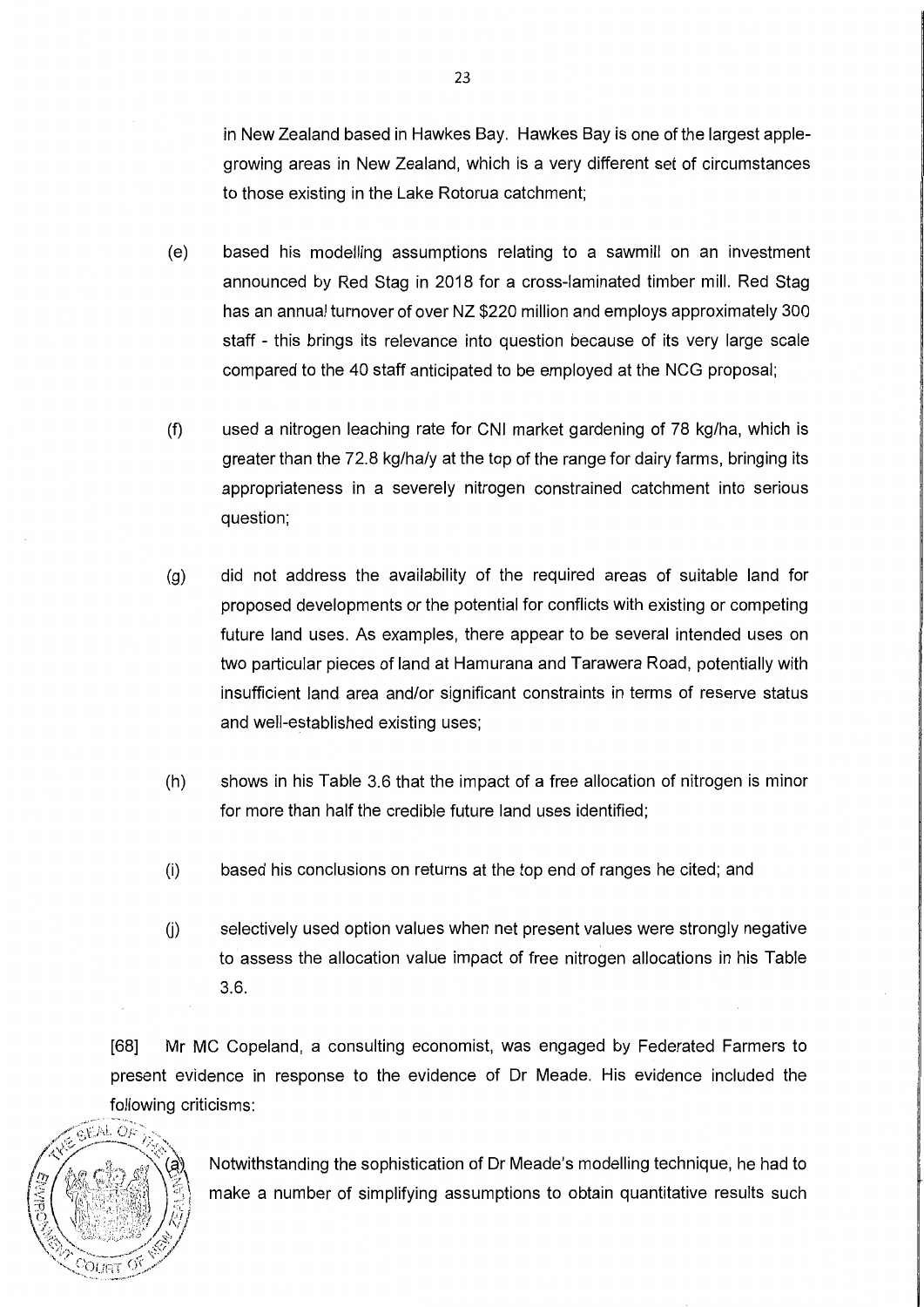in New Zealand based in Hawkes Bay. Hawkes Bay is one of the largest apple-growing areas in New Zealand, which is a very different set of circumstances to those existing in the Lake Rotorua catchment;

(e) based his modelling assumptions relating to a sawmill on an investment announced by Red Stag in 2018 for a cross-laminated timber mill. Red Stag has an annual turnover of over NZ $220 million and employs approximately 300 staff - this brings its relevance into question because of its very large scale compared to the 40 staff anticipated to be employed at the NCG proposal;

(f) used a nitrogen leaching rate for CNI market gardening of 78 kg/ha, which is greater than the 72.8 kg/ha/y at the top of the range for dairy farms, bringing its appropriateness in a severely nitrogen constrained catchment into serious question;

(g) did not address the availability of the required areas of suitable land for proposed developments or the potential for conflicts with existing or competing future land uses. As examples, there appear to be several intended uses on two particular pieces of land at Hamurana and Tarawera Road, potentially with insufficient land area and/or significant constraints in terms of reserve status and well-established existing uses;

(h) shows in his Table 3.6 that the impact of a free allocation of nitrogen is minor for more than half the credible future land uses identified;

(i) based his conclusions on returns at the top end of ranges he cited; and

(j) selectively used option values when net present values were strongly negative to assess the allocation value impact of free nitrogen allocations in his Table 3.6.

[68] Mr MC Copeland, a consulting economist, was engaged by Federated Farmers to present evidence in response to the evidence of Dr Meade. His evidence included the following criticisms:

(a) Notwithstanding the sophistication of Dr Meade's modelling technique, he had to make a number of simplifying assumptions to obtain quantitative results such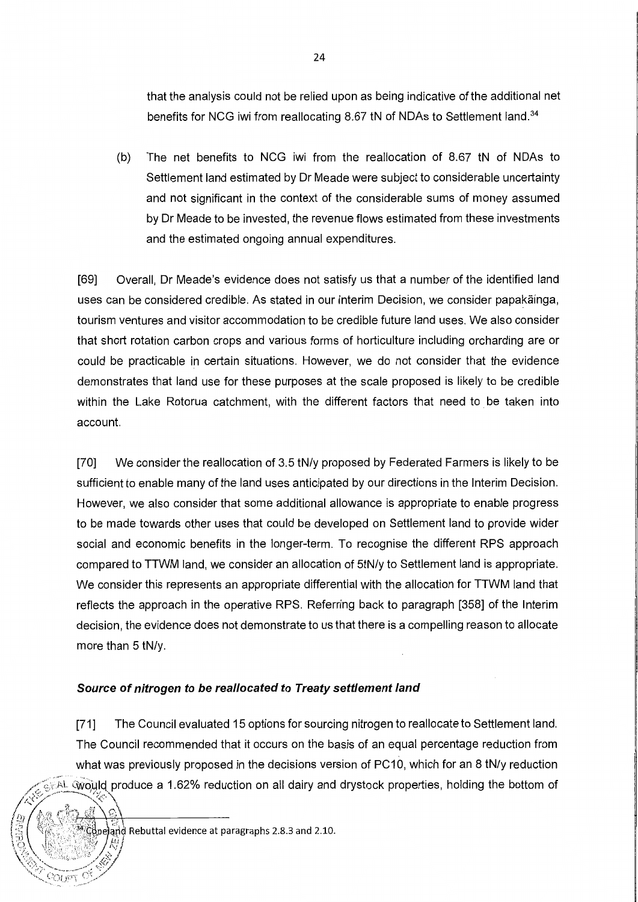that the analysis could not be relied upon as being indicative of the additional net benefits for NCG iwi from reallocating 8.67 tN of NDAs to Settlement land.[34]

(b) The net benefits to NCG iwi from the reallocation of 8.67 tN of NDAs to Settlement land estimated by Dr Meade were subject to considerable uncertainty and not significant in the context of the considerable sums of money assumed by Dr Meade to be invested, the revenue flows estimated from these investments and the estimated ongoing annual expenditures.

[69] Overall, Dr Meade's evidence does not satisfy us that a number of the identified land uses can be considered credible. As stated in our Interim Decision, we consider papakāinga, tourism ventures and visitor accommodation to be credible future land uses. We also consider that short rotation carbon crops and various forms of horticulture including orcharding are or could be practicable in certain situations. However, we do not consider that the evidence demonstrates that land use for these purposes at the scale proposed is likely to be credible within the Lake Rotorua catchment, with the different factors that need to be taken into account.

[70] We consider the reallocation of 3.5 tN/y proposed by Federated Farmers is likely to be sufficient to enable many of the land uses anticipated by our directions in the Interim Decision. However, we also consider that some additional allowance is appropriate to enable progress to be made towards other uses that could be developed on Settlement land to provide wider social and economic benefits in the longer-term. To recognise the different RPS approach compared to TTWM land, we consider an allocation of 5tN/y to Settlement land is appropriate. We consider this represents an appropriate differential with the allocation for TTWM land that reflects the approach in the operative RPS. Referring back to paragraph [358] of the Interim decision, the evidence does not demonstrate to us that there is a compelling reason to allocate more than 5 tN/y.

### *Source of nitrogen to be reallocated to Treaty settlement land*

[71] The Council evaluated 15 options for sourcing nitrogen to reallocate to Settlement land. The Council recommended that it occurs on the basis of an equal percentage reduction from what was previously proposed in the decisions version of PC10, which for an 8 tN/y reduction would produce a 1.62% reduction on all dairy and drystock properties, holding the bottom of

[34] Copeland Rebuttal evidence at paragraphs 2.8.3 and 2.10.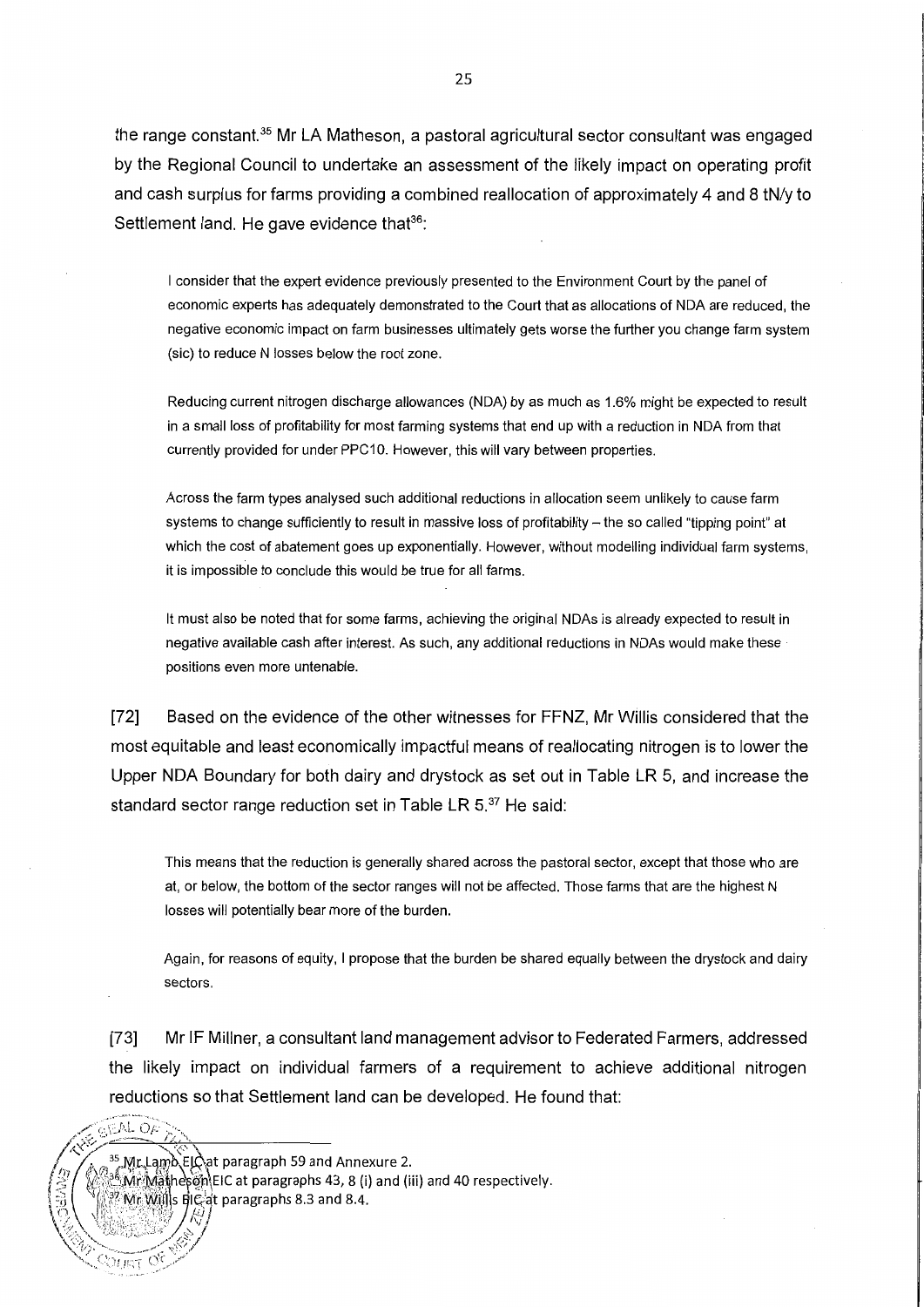the range constant.[35] Mr LA Matheson, a pastoral agricultural sector consultant was engaged by the Regional Council to undertake an assessment of the likely impact on operating profit and cash surplus for farms providing a combined reallocation of approximately 4 and 8 tN/y to Settlement land. He gave evidence that[36]:

> I consider that the expert evidence previously presented to the Environment Court by the panel of economic experts has adequately demonstrated to the Court that as allocations of NDA are reduced, the negative economic impact on farm businesses ultimately gets worse the further you change farm system (sic) to reduce N losses below the root zone.
>
> Reducing current nitrogen discharge allowances (NDA) by as much as 1.6% might be expected to result in a small loss of profitability for most farming systems that end up with a reduction in NDA from that currently provided for under PPC10. However, this will vary between properties.
>
> Across the farm types analysed such additional reductions in allocation seem unlikely to cause farm systems to change sufficiently to result in massive loss of profitability – the so called "tipping point" at which the cost of abatement goes up exponentially. However, without modelling individual farm systems, it is impossible to conclude this would be true for all farms.
>
> It must also be noted that for some farms, achieving the original NDAs is already expected to result in negative available cash after interest. As such, any additional reductions in NDAs would make these positions even more untenable.

[72] Based on the evidence of the other witnesses for FFNZ, Mr Willis considered that the most equitable and least economically impactful means of reallocating nitrogen is to lower the Upper NDA Boundary for both dairy and drystock as set out in Table LR 5, and increase the standard sector range reduction set in Table LR 5.[37] He said:

> This means that the reduction is generally shared across the pastoral sector, except that those who are at, or below, the bottom of the sector ranges will not be affected. Those farms that are the highest N losses will potentially bear more of the burden.
>
> Again, for reasons of equity, I propose that the burden be shared equally between the drystock and dairy sectors.

[73] Mr IF Millner, a consultant land management advisor to Federated Farmers, addressed the likely impact on individual farmers of a requirement to achieve additional nitrogen reductions so that Settlement land can be developed. He found that:

---

[35] Mr Lamb EIC at paragraph 59 and Annexure 2.

[36] Mr Matheson EIC at paragraphs 43, 8 (i) and (iii) and 40 respectively.

[37] Mr Willis EIC at paragraphs 8.3 and 8.4.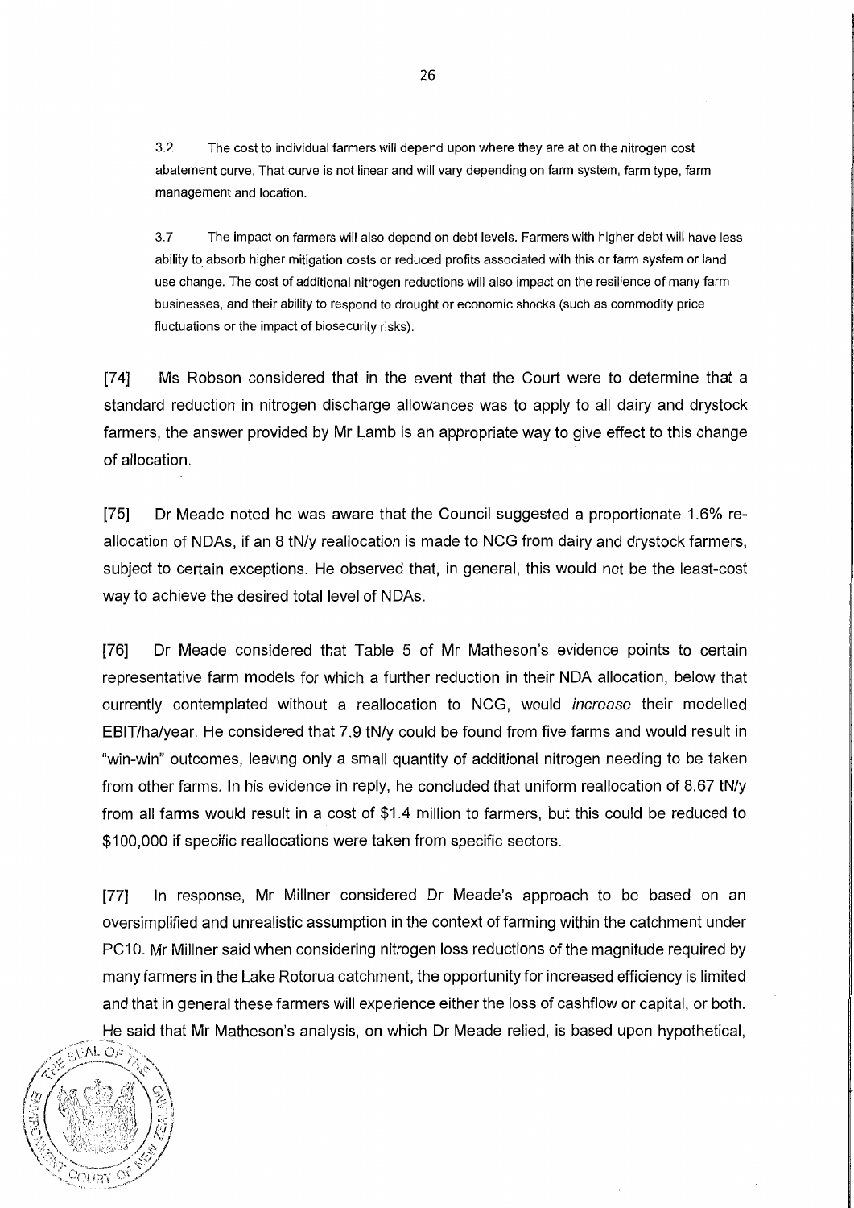> 3.2 The cost to individual farmers will depend upon where they are at on the nitrogen cost abatement curve. That curve is not linear and will vary depending on farm system, farm type, farm management and location.
>
> 3.7 The impact on farmers will also depend on debt levels. Farmers with higher debt will have less ability to absorb higher mitigation costs or reduced profits associated with this or farm system or land use change. The cost of additional nitrogen reductions will also impact on the resilience of many farm businesses, and their ability to respond to drought or economic shocks (such as commodity price fluctuations or the impact of biosecurity risks).

[74] Ms Robson considered that in the event that the Court were to determine that a standard reduction in nitrogen discharge allowances was to apply to all dairy and drystock farmers, the answer provided by Mr Lamb is an appropriate way to give effect to this change of allocation.

[75] Dr Meade noted he was aware that the Council suggested a proportionate 1.6% re-allocation of NDAs, if an 8 tN/y reallocation is made to NCG from dairy and drystock farmers, subject to certain exceptions. He observed that, in general, this would not be the least-cost way to achieve the desired total level of NDAs.

[76] Dr Meade considered that Table 5 of Mr Matheson's evidence points to certain representative farm models for which a further reduction in their NDA allocation, below that currently contemplated without a reallocation to NCG, would *increase* their modelled EBIT/ha/year. He considered that 7.9 tN/y could be found from five farms and would result in "win-win" outcomes, leaving only a small quantity of additional nitrogen needing to be taken from other farms. In his evidence in reply, he concluded that uniform reallocation of 8.67 tN/y from all farms would result in a cost of $1.4 million to farmers, but this could be reduced to $100,000 if specific reallocations were taken from specific sectors.

[77] In response, Mr Millner considered Dr Meade's approach to be based on an oversimplified and unrealistic assumption in the context of farming within the catchment under PC10. Mr Millner said when considering nitrogen loss reductions of the magnitude required by many farmers in the Lake Rotorua catchment, the opportunity for increased efficiency is limited and that in general these farmers will experience either the loss of cashflow or capital, or both. He said that Mr Matheson's analysis, on which Dr Meade relied, is based upon hypothetical,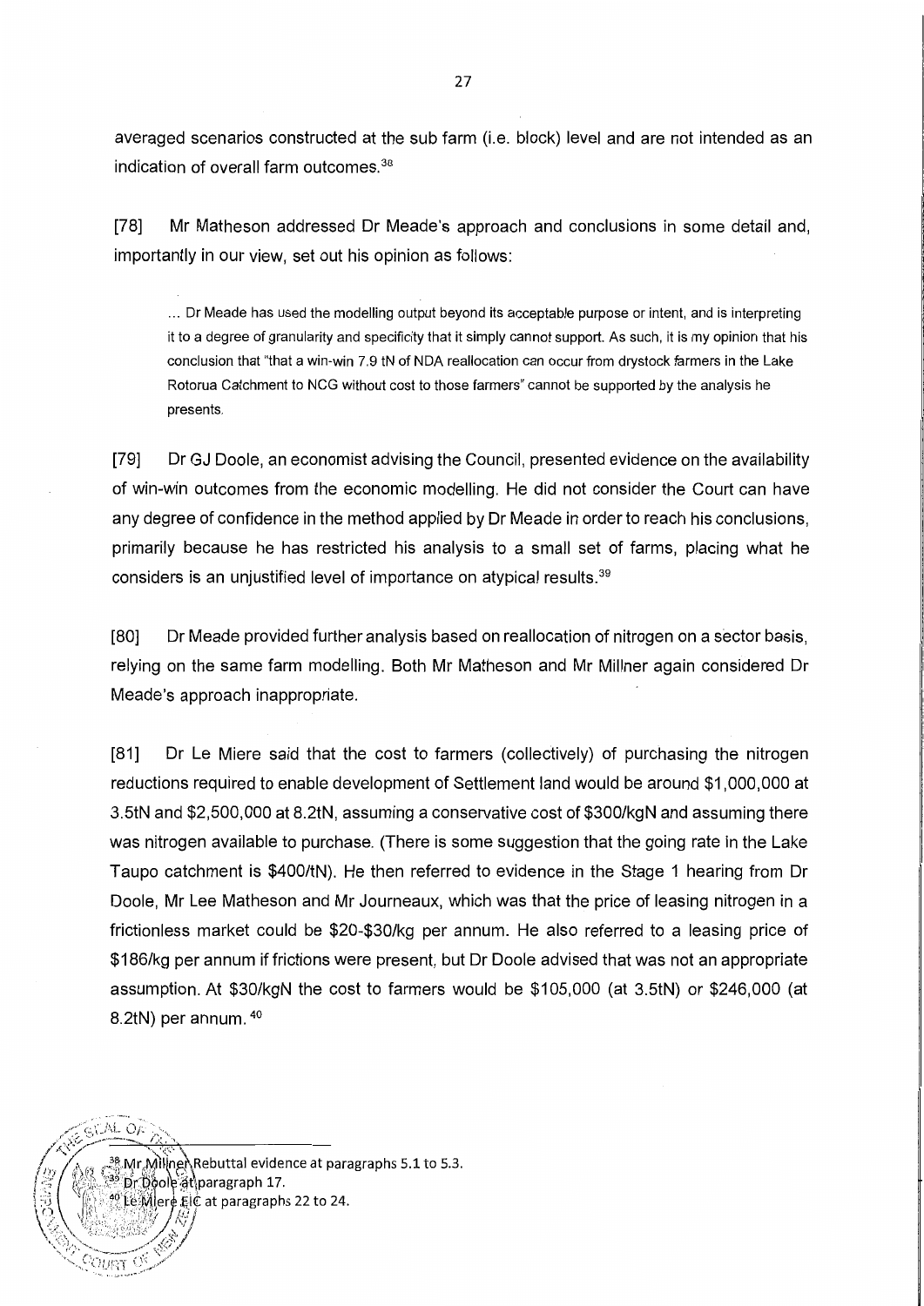averaged scenarios constructed at the sub farm (i.e. block) level and are not intended as an indication of overall farm outcomes.[38]

[78] Mr Matheson addressed Dr Meade's approach and conclusions in some detail and, importantly in our view, set out his opinion as follows:

> ... Dr Meade has used the modelling output beyond its acceptable purpose or intent, and is interpreting it to a degree of granularity and specificity that it simply cannot support. As such, it is my opinion that his conclusion that "that a win-win 7.9 tN of NDA reallocation can occur from drystock farmers in the Lake Rotorua Catchment to NCG without cost to those farmers" cannot be supported by the analysis he presents.

[79] Dr GJ Doole, an economist advising the Council, presented evidence on the availability of win-win outcomes from the economic modelling. He did not consider the Court can have any degree of confidence in the method applied by Dr Meade in order to reach his conclusions, primarily because he has restricted his analysis to a small set of farms, placing what he considers is an unjustified level of importance on atypical results.[39]

[80] Dr Meade provided further analysis based on reallocation of nitrogen on a sector basis, relying on the same farm modelling. Both Mr Matheson and Mr Millner again considered Dr Meade's approach inappropriate.

[81] Dr Le Miere said that the cost to farmers (collectively) of purchasing the nitrogen reductions required to enable development of Settlement land would be around $1,000,000 at 3.5tN and $2,500,000 at 8.2tN, assuming a conservative cost of $300/kgN and assuming there was nitrogen available to purchase. (There is some suggestion that the going rate in the Lake Taupo catchment is $400/tN). He then referred to evidence in the Stage 1 hearing from Dr Doole, Mr Lee Matheson and Mr Journeaux, which was that the price of leasing nitrogen in a frictionless market could be $20-$30/kg per annum. He also referred to a leasing price of $186/kg per annum if frictions were present, but Dr Doole advised that was not an appropriate assumption. At $30/kgN the cost to farmers would be $105,000 (at 3.5tN) or $246,000 (at 8.2tN) per annum.[40]

---

[38] Mr Millner Rebuttal evidence at paragraphs 5.1 to 5.3.

[39] Dr Doole at paragraph 17.

[40] Le Miere EIC at paragraphs 22 to 24.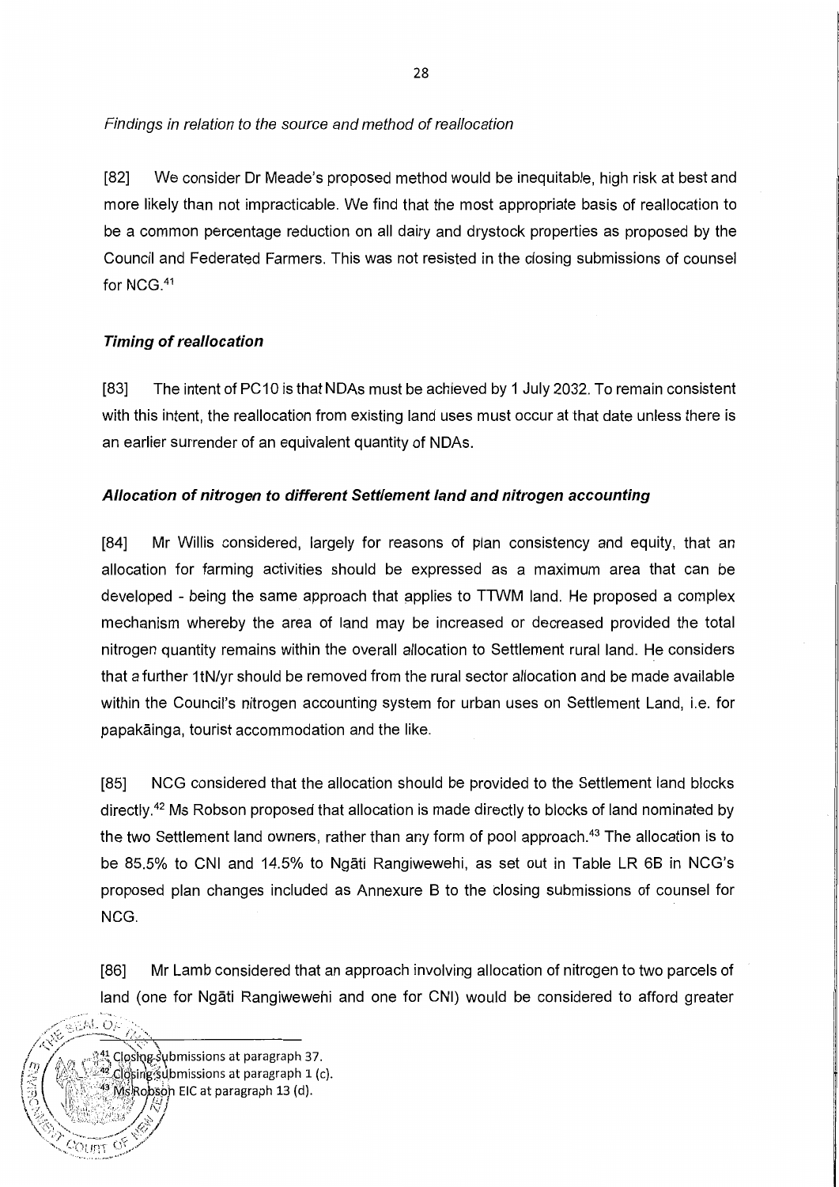*Findings in relation to the source and method of reallocation*

[82] We consider Dr Meade's proposed method would be inequitable, high risk at best and more likely than not impracticable. We find that the most appropriate basis of reallocation to be a common percentage reduction on all dairy and drystock properties as proposed by the Council and Federated Farmers. This was not resisted in the closing submissions of counsel for NCG.[41]

### Timing of reallocation

[83] The intent of PC10 is that NDAs must be achieved by 1 July 2032. To remain consistent with this intent, the reallocation from existing land uses must occur at that date unless there is an earlier surrender of an equivalent quantity of NDAs.

### Allocation of nitrogen to different Settlement land and nitrogen accounting

[84] Mr Willis considered, largely for reasons of plan consistency and equity, that an allocation for farming activities should be expressed as a maximum area that can be developed - being the same approach that applies to TTWM land. He proposed a complex mechanism whereby the area of land may be increased or decreased provided the total nitrogen quantity remains within the overall allocation to Settlement rural land. He considers that a further 1tN/yr should be removed from the rural sector allocation and be made available within the Council's nitrogen accounting system for urban uses on Settlement Land, i.e. for papakāinga, tourist accommodation and the like.

[85] NCG considered that the allocation should be provided to the Settlement land blocks directly.[42] Ms Robson proposed that allocation is made directly to blocks of land nominated by the two Settlement land owners, rather than any form of pool approach.[43] The allocation is to be 85.5% to CNI and 14.5% to Ngāti Rangiwewehi, as set out in Table LR 6B in NCG's proposed plan changes included as Annexure B to the closing submissions of counsel for NCG.

[86] Mr Lamb considered that an approach involving allocation of nitrogen to two parcels of land (one for Ngāti Rangiwewehi and one for CNI) would be considered to afford greater

---

[41] Closing submissions at paragraph 37.
[42] Closing submissions at paragraph 1 (c).
[43] Ms Robson EIC at paragraph 13 (d).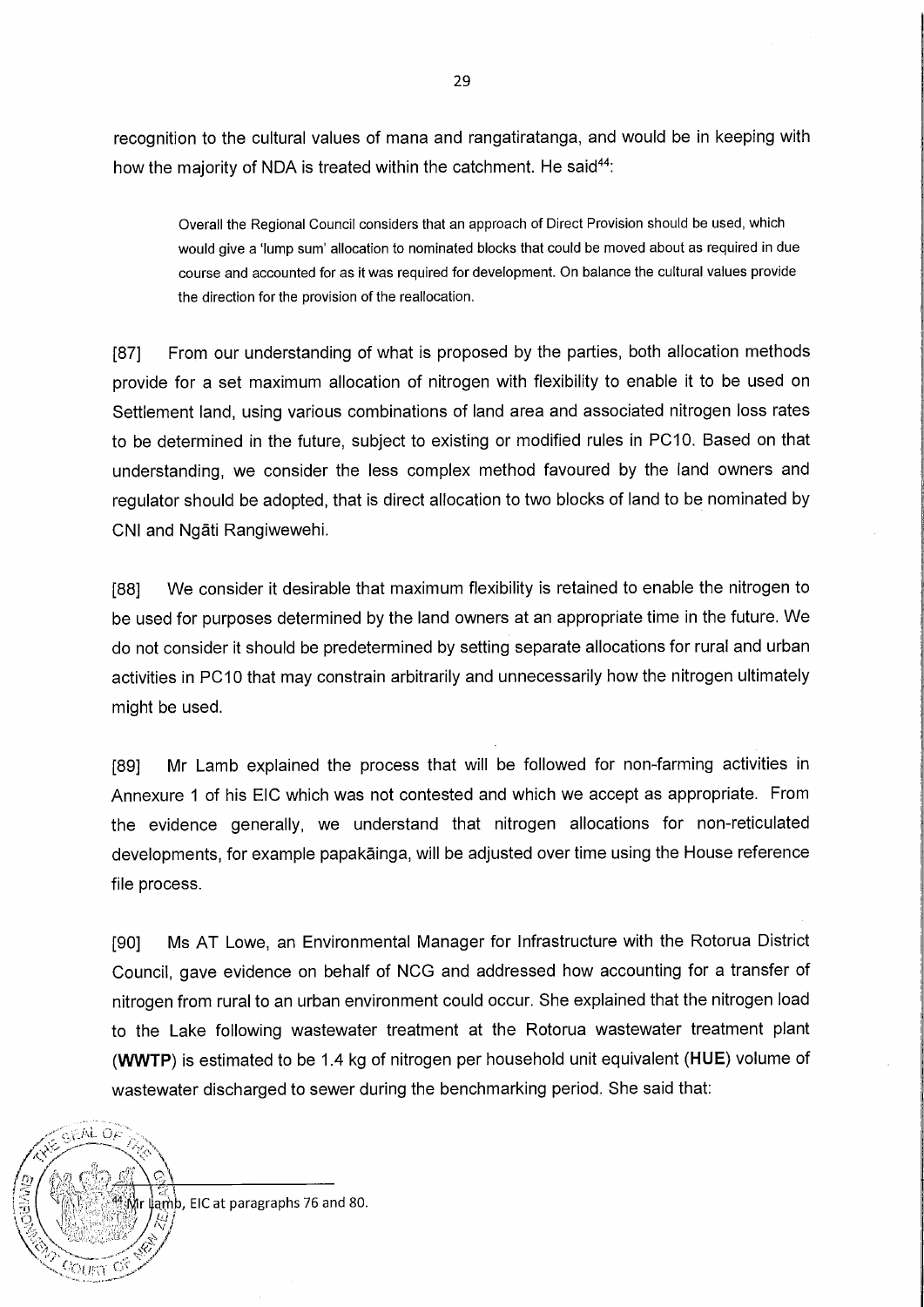recognition to the cultural values of mana and rangatiratanga, and would be in keeping with how the majority of NDA is treated within the catchment. He said[44]:

> Overall the Regional Council considers that an approach of Direct Provision should be used, which would give a 'lump sum' allocation to nominated blocks that could be moved about as required in due course and accounted for as it was required for development. On balance the cultural values provide the direction for the provision of the reallocation.

[87] From our understanding of what is proposed by the parties, both allocation methods provide for a set maximum allocation of nitrogen with flexibility to enable it to be used on Settlement land, using various combinations of land area and associated nitrogen loss rates to be determined in the future, subject to existing or modified rules in PC10. Based on that understanding, we consider the less complex method favoured by the land owners and regulator should be adopted, that is direct allocation to two blocks of land to be nominated by CNI and Ngāti Rangiwewehi.

[88] We consider it desirable that maximum flexibility is retained to enable the nitrogen to be used for purposes determined by the land owners at an appropriate time in the future. We do not consider it should be predetermined by setting separate allocations for rural and urban activities in PC10 that may constrain arbitrarily and unnecessarily how the nitrogen ultimately might be used.

[89] Mr Lamb explained the process that will be followed for non-farming activities in Annexure 1 of his EIC which was not contested and which we accept as appropriate. From the evidence generally, we understand that nitrogen allocations for non-reticulated developments, for example papakāinga, will be adjusted over time using the House reference file process.

[90] Ms AT Lowe, an Environmental Manager for Infrastructure with the Rotorua District Council, gave evidence on behalf of NCG and addressed how accounting for a transfer of nitrogen from rural to an urban environment could occur. She explained that the nitrogen load to the Lake following wastewater treatment at the Rotorua wastewater treatment plant (**WWTP**) is estimated to be 1.4 kg of nitrogen per household unit equivalent (**HUE**) volume of wastewater discharged to sewer during the benchmarking period. She said that:

---

[44] Mr Lamb, EIC at paragraphs 76 and 80.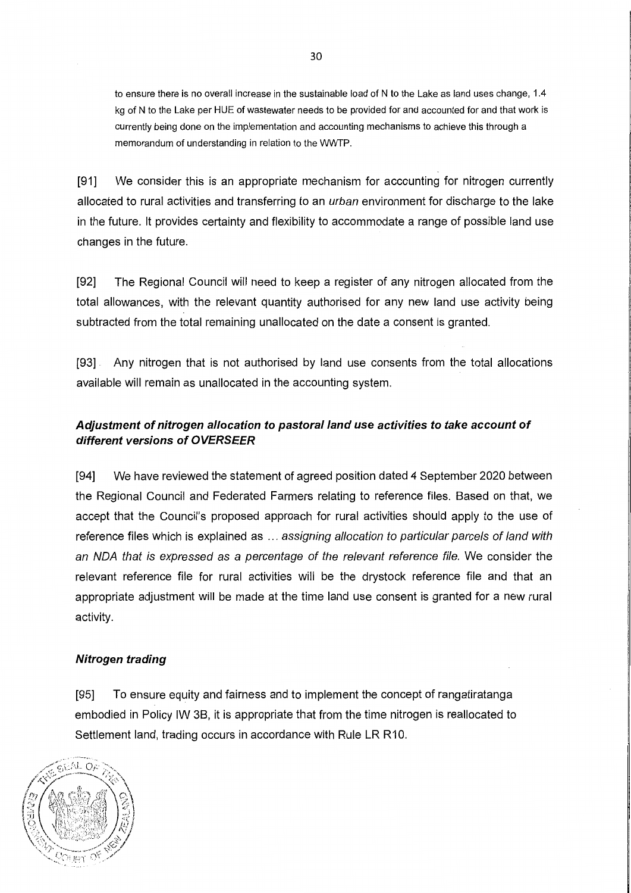to ensure there is no overall increase in the sustainable load of N to the Lake as land uses change, 1.4 kg of N to the Lake per HUE of wastewater needs to be provided for and accounted for and that work is currently being done on the implementation and accounting mechanisms to achieve this through a memorandum of understanding in relation to the WWTP.

[91] We consider this is an appropriate mechanism for accounting for nitrogen currently allocated to rural activities and transferring to an *urban* environment for discharge to the lake in the future. It provides certainty and flexibility to accommodate a range of possible land use changes in the future.

[92] The Regional Council will need to keep a register of any nitrogen allocated from the total allowances, with the relevant quantity authorised for any new land use activity being subtracted from the total remaining unallocated on the date a consent is granted.

[93] Any nitrogen that is not authorised by land use consents from the total allocations available will remain as unallocated in the accounting system.

### *Adjustment of nitrogen allocation to pastoral land use activities to take account of different versions of OVERSEER*

[94] We have reviewed the statement of agreed position dated 4 September 2020 between the Regional Council and Federated Farmers relating to reference files. Based on that, we accept that the Council's proposed approach for rural activities should apply to the use of reference files which is explained as ... *assigning allocation to particular parcels of land with an NDA that is expressed as a percentage of the relevant reference file.* We consider the relevant reference file for rural activities will be the drystock reference file and that an appropriate adjustment will be made at the time land use consent is granted for a new rural activity.

### *Nitrogen trading*

[95] To ensure equity and fairness and to implement the concept of rangatiratanga embodied in Policy IW 3B, it is appropriate that from the time nitrogen is reallocated to Settlement land, trading occurs in accordance with Rule LR R10.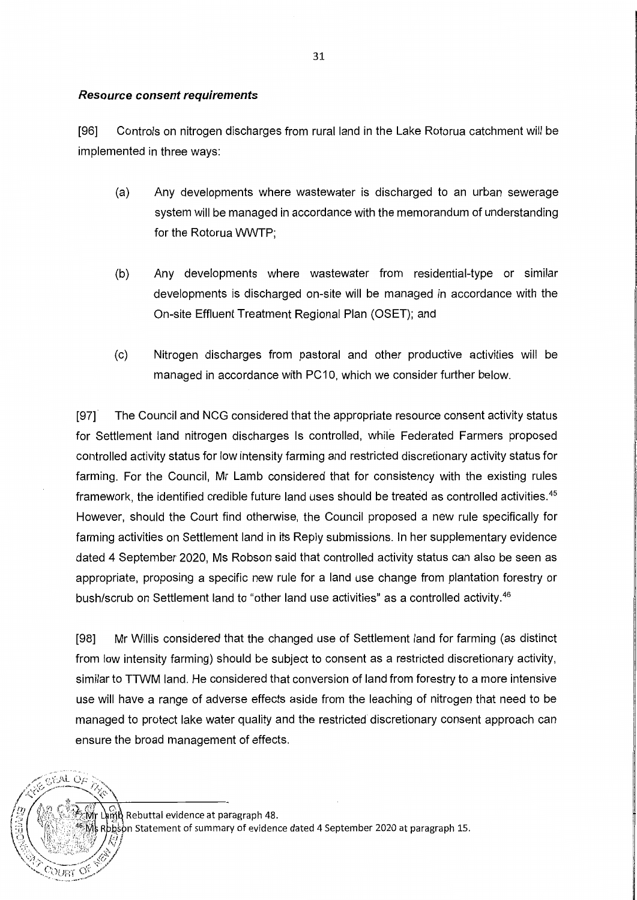### *Resource consent requirements*

[96] Controls on nitrogen discharges from rural land in the Lake Rotorua catchment will be implemented in three ways:

(a) Any developments where wastewater is discharged to an urban sewerage system will be managed in accordance with the memorandum of understanding for the Rotorua WWTP;

(b) Any developments where wastewater from residential-type or similar developments is discharged on-site will be managed in accordance with the On-site Effluent Treatment Regional Plan (OSET); and

(c) Nitrogen discharges from pastoral and other productive activities will be managed in accordance with PC10, which we consider further below.

[97] The Council and NCG considered that the appropriate resource consent activity status for Settlement land nitrogen discharges is controlled, while Federated Farmers proposed controlled activity status for low intensity farming and restricted discretionary activity status for farming. For the Council, Mr Lamb considered that for consistency with the existing rules framework, the identified credible future land uses should be treated as controlled activities.[45] However, should the Court find otherwise, the Council proposed a new rule specifically for farming activities on Settlement land in its Reply submissions. In her supplementary evidence dated 4 September 2020, Ms Robson said that controlled activity status can also be seen as appropriate, proposing a specific new rule for a land use change from plantation forestry or bush/scrub on Settlement land to "other land use activities" as a controlled activity.[46]

[98] Mr Willis considered that the changed use of Settlement land for farming (as distinct from low intensity farming) should be subject to consent as a restricted discretionary activity, similar to TTWM land. He considered that conversion of land from forestry to a more intensive use will have a range of adverse effects aside from the leaching of nitrogen that need to be managed to protect lake water quality and the restricted discretionary consent approach can ensure the broad management of effects.

---

[45] Mr Lamb Rebuttal evidence at paragraph 48.

[46] Ms Robson Statement of summary of evidence dated 4 September 2020 at paragraph 15.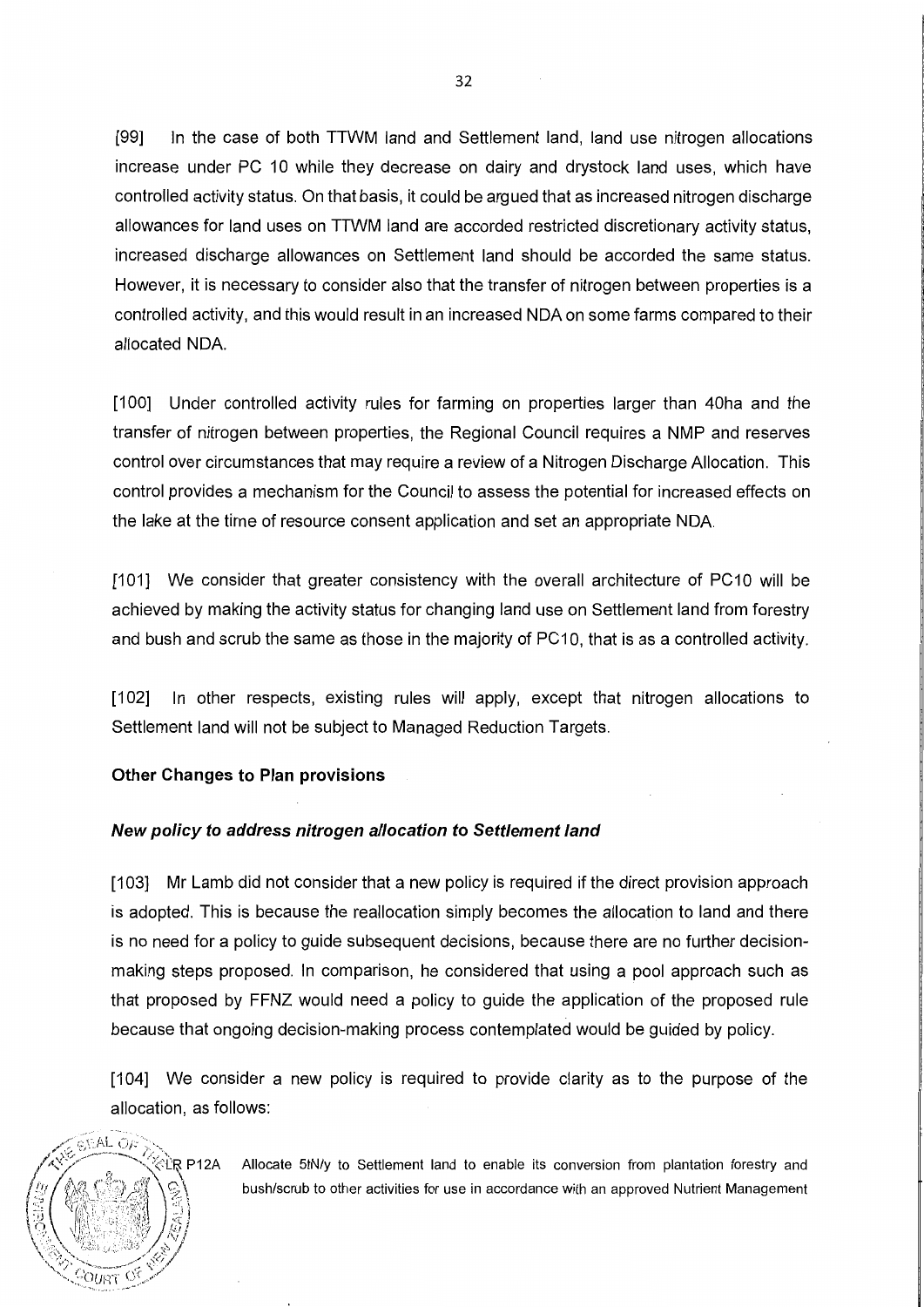[99] In the case of both TTWM land and Settlement land, land use nitrogen allocations increase under PC 10 while they decrease on dairy and drystock land uses, which have controlled activity status. On that basis, it could be argued that as increased nitrogen discharge allowances for land uses on TTWM land are accorded restricted discretionary activity status, increased discharge allowances on Settlement land should be accorded the same status. However, it is necessary to consider also that the transfer of nitrogen between properties is a controlled activity, and this would result in an increased NDA on some farms compared to their allocated NDA.

[100] Under controlled activity rules for farming on properties larger than 40ha and the transfer of nitrogen between properties, the Regional Council requires a NMP and reserves control over circumstances that may require a review of a Nitrogen Discharge Allocation. This control provides a mechanism for the Council to assess the potential for increased effects on the lake at the time of resource consent application and set an appropriate NDA.

[101] We consider that greater consistency with the overall architecture of PC10 will be achieved by making the activity status for changing land use on Settlement land from forestry and bush and scrub the same as those in the majority of PC10, that is as a controlled activity.

[102] In other respects, existing rules will apply, except that nitrogen allocations to Settlement land will not be subject to Managed Reduction Targets.

**Other Changes to Plan provisions**

***New policy to address nitrogen allocation to Settlement land***

[103] Mr Lamb did not consider that a new policy is required if the direct provision approach is adopted. This is because the reallocation simply becomes the allocation to land and there is no need for a policy to guide subsequent decisions, because there are no further decision-making steps proposed. In comparison, he considered that using a pool approach such as that proposed by FFNZ would need a policy to guide the application of the proposed rule because that ongoing decision-making process contemplated would be guided by policy.

[104] We consider a new policy is required to provide clarity as to the purpose of the allocation, as follows:

> LR P12A Allocate 5tN/y to Settlement land to enable its conversion from plantation forestry and bush/scrub to other activities for use in accordance with an approved Nutrient Management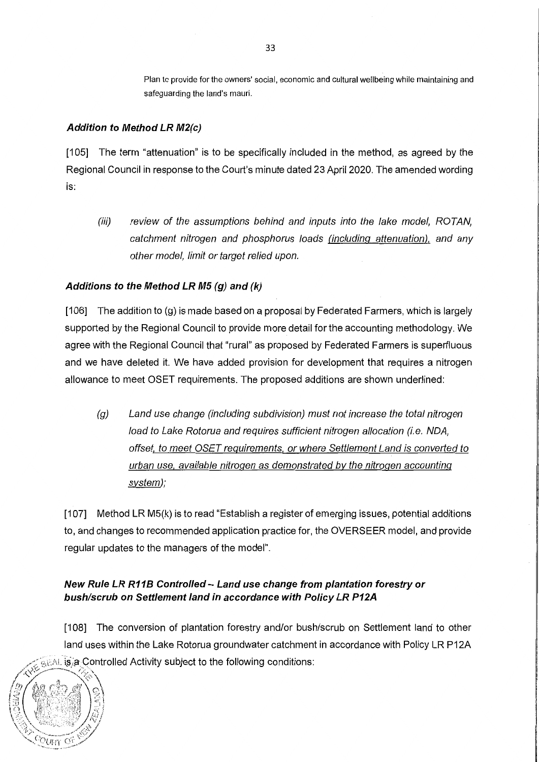Plan to provide for the owners' social, economic and cultural wellbeing while maintaining and safeguarding the land's mauri.

### *Addition to Method LR M2(c)*

[105] The term "attenuation" is to be specifically included in the method, as agreed by the Regional Council in response to the Court's minute dated 23 April 2020. The amended wording is:

> (iii) *review of the assumptions behind and inputs into the lake model, ROTAN, catchment nitrogen and phosphorus loads <u>(including attenuation)</u>, and any other model, limit or target relied upon.*

### *Additions to the Method LR M5 (g) and (k)*

[106] The addition to (g) is made based on a proposal by Federated Farmers, which is largely supported by the Regional Council to provide more detail for the accounting methodology. We agree with the Regional Council that "rural" as proposed by Federated Farmers is superfluous and we have deleted it. We have added provision for development that requires a nitrogen allowance to meet OSET requirements. The proposed additions are shown underlined:

> (g) *Land use change (including subdivision) must not increase the total nitrogen load to Lake Rotorua and requires sufficient nitrogen allocation (i.e. NDA, offset<u>, to meet OSET requirements, or where Settlement Land is converted to urban use, available nitrogen as demonstrated by the nitrogen accounting system</u>);*

[107] Method LR M5(k) is to read "Establish a register of emerging issues, potential additions to, and changes to recommended application practice for, the OVERSEER model, and provide regular updates to the managers of the model".

### *New Rule LR R11B Controlled – Land use change from plantation forestry or bush/scrub on Settlement land in accordance with Policy LR P12A*

[108] The conversion of plantation forestry and/or bush/scrub on Settlement land to other land uses within the Lake Rotorua groundwater catchment in accordance with Policy LR P12A is a Controlled Activity subject to the following conditions: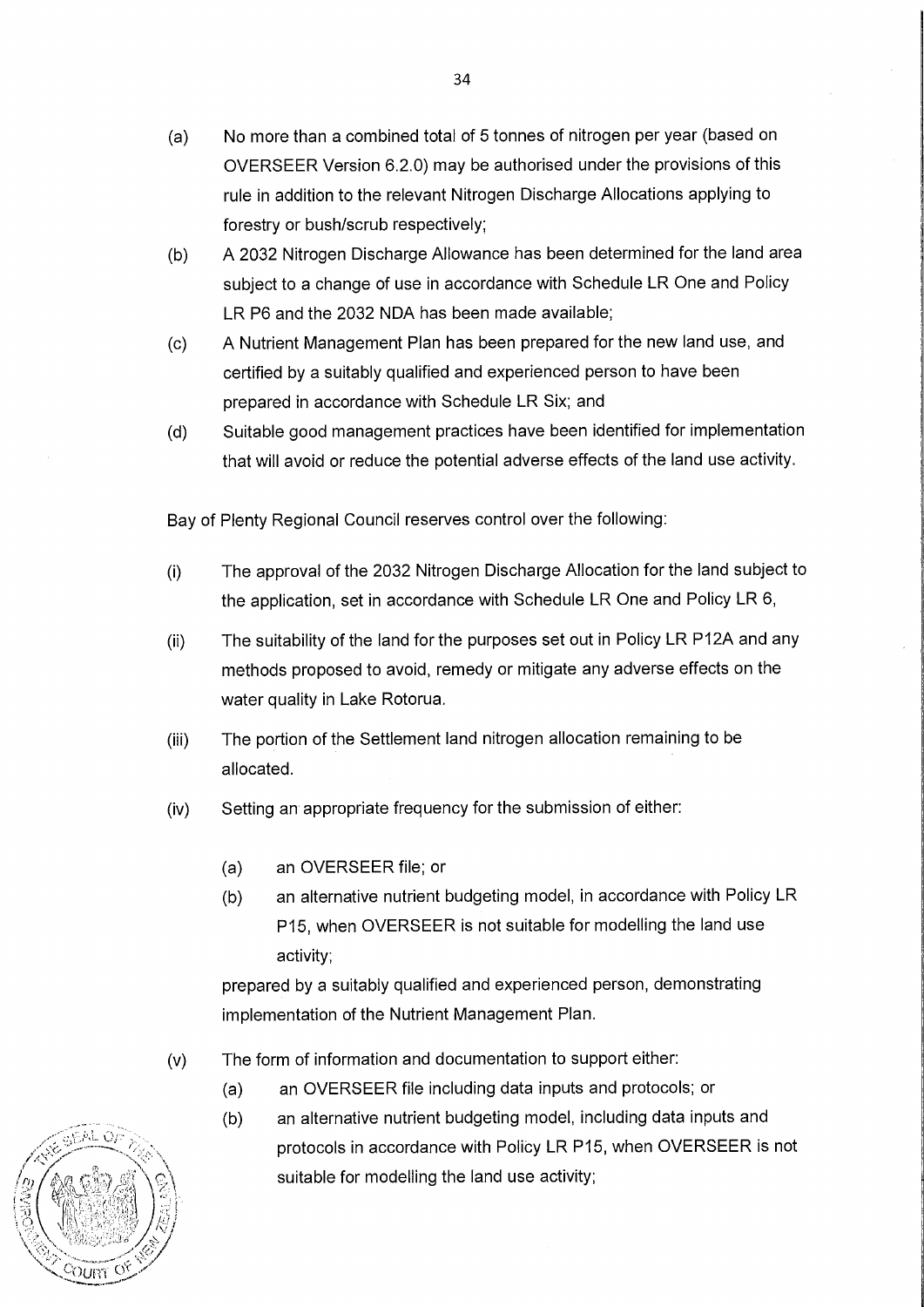(a) No more than a combined total of 5 tonnes of nitrogen per year (based on OVERSEER Version 6.2.0) may be authorised under the provisions of this rule in addition to the relevant Nitrogen Discharge Allocations applying to forestry or bush/scrub respectively;

(b) A 2032 Nitrogen Discharge Allowance has been determined for the land area subject to a change of use in accordance with Schedule LR One and Policy LR P6 and the 2032 NDA has been made available;

(c) A Nutrient Management Plan has been prepared for the new land use, and certified by a suitably qualified and experienced person to have been prepared in accordance with Schedule LR Six; and

(d) Suitable good management practices have been identified for implementation that will avoid or reduce the potential adverse effects of the land use activity.

Bay of Plenty Regional Council reserves control over the following:

(i) The approval of the 2032 Nitrogen Discharge Allocation for the land subject to the application, set in accordance with Schedule LR One and Policy LR 6,

(ii) The suitability of the land for the purposes set out in Policy LR P12A and any methods proposed to avoid, remedy or mitigate any adverse effects on the water quality in Lake Rotorua.

(iii) The portion of the Settlement land nitrogen allocation remaining to be allocated.

(iv) Setting an appropriate frequency for the submission of either:

  (a) an OVERSEER file; or

  (b) an alternative nutrient budgeting model, in accordance with Policy LR P15, when OVERSEER is not suitable for modelling the land use activity;

  prepared by a suitably qualified and experienced person, demonstrating implementation of the Nutrient Management Plan.

(v) The form of information and documentation to support either:

  (a) an OVERSEER file including data inputs and protocols; or

  (b) an alternative nutrient budgeting model, including data inputs and protocols in accordance with Policy LR P15, when OVERSEER is not suitable for modelling the land use activity;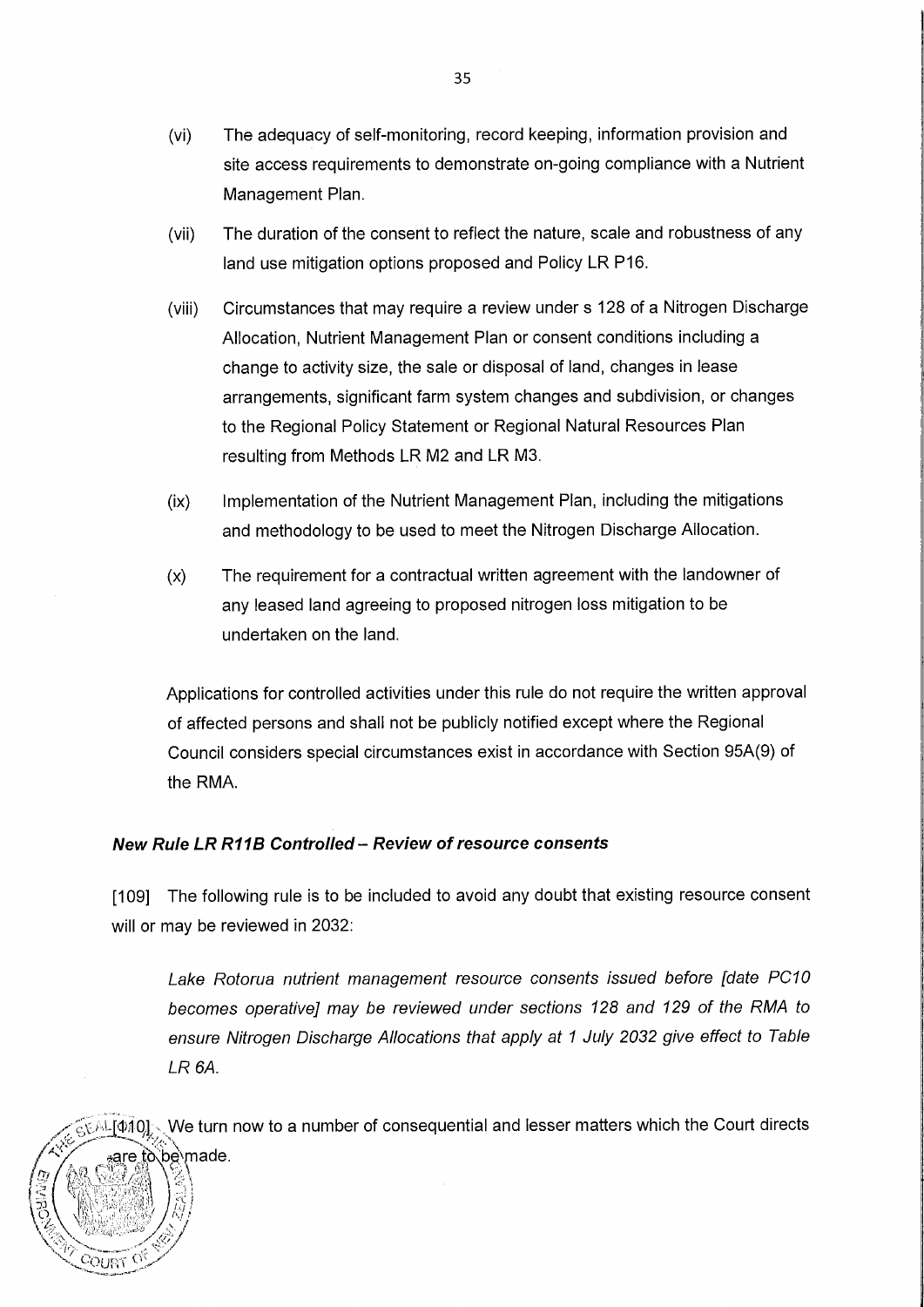(vi) The adequacy of self-monitoring, record keeping, information provision and site access requirements to demonstrate on-going compliance with a Nutrient Management Plan.

(vii) The duration of the consent to reflect the nature, scale and robustness of any land use mitigation options proposed and Policy LR P16.

(viii) Circumstances that may require a review under s 128 of a Nitrogen Discharge Allocation, Nutrient Management Plan or consent conditions including a change to activity size, the sale or disposal of land, changes in lease arrangements, significant farm system changes and subdivision, or changes to the Regional Policy Statement or Regional Natural Resources Plan resulting from Methods LR M2 and LR M3.

(ix) Implementation of the Nutrient Management Plan, including the mitigations and methodology to be used to meet the Nitrogen Discharge Allocation.

(x) The requirement for a contractual written agreement with the landowner of any leased land agreeing to proposed nitrogen loss mitigation to be undertaken on the land.

Applications for controlled activities under this rule do not require the written approval of affected persons and shall not be publicly notified except where the Regional Council considers special circumstances exist in accordance with Section 95A(9) of the RMA.

***New Rule LR R11B Controlled – Review of resource consents***

[109] The following rule is to be included to avoid any doubt that existing resource consent will or may be reviewed in 2032:

*Lake Rotorua nutrient management resource consents issued before [date PC10 becomes operative] may be reviewed under sections 128 and 129 of the RMA to ensure Nitrogen Discharge Allocations that apply at 1 July 2032 give effect to Table LR 6A.*

[110] We turn now to a number of consequential and lesser matters which the Court directs are to be made.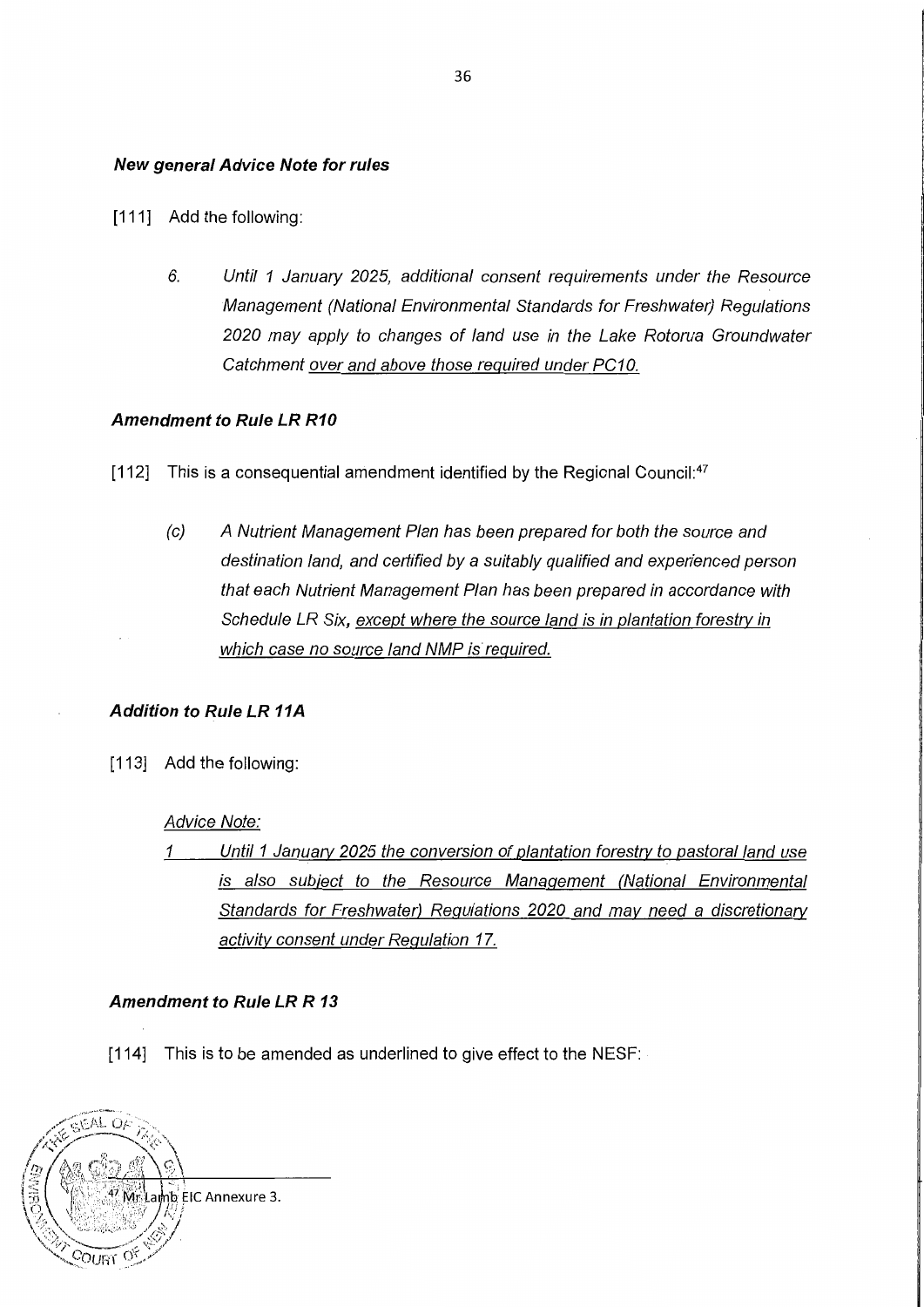### *New general Advice Note for rules*

[111] Add the following:

> 6. *Until 1 January 2025, additional consent requirements under the Resource Management (National Environmental Standards for Freshwater) Regulations 2020 may apply to changes of land use in the Lake Rotorua Groundwater Catchment <u>over and above those required under PC10.</u>*

### *Amendment to Rule LR R10*

[112] This is a consequential amendment identified by the Regional Council:[47]

> (c) *A Nutrient Management Plan has been prepared for both the source and destination land, and certified by a suitably qualified and experienced person that each Nutrient Management Plan has been prepared in accordance with Schedule LR Six, <u>except where the source land is in plantation forestry in which case no source land NMP is required.</u>*

### *Addition to Rule LR 11A*

[113] Add the following:

> <u>*Advice Note:*</u>
>
> <u>*1 Until 1 January 2025 the conversion of plantation forestry to pastoral land use is also subject to the Resource Management (National Environmental Standards for Freshwater) Regulations 2020 and may need a discretionary activity consent under Regulation 17.*</u>

### *Amendment to Rule LR R 13*

[114] This is to be amended as underlined to give effect to the NESF:

[47] Mr Lamb EIC Annexure 3.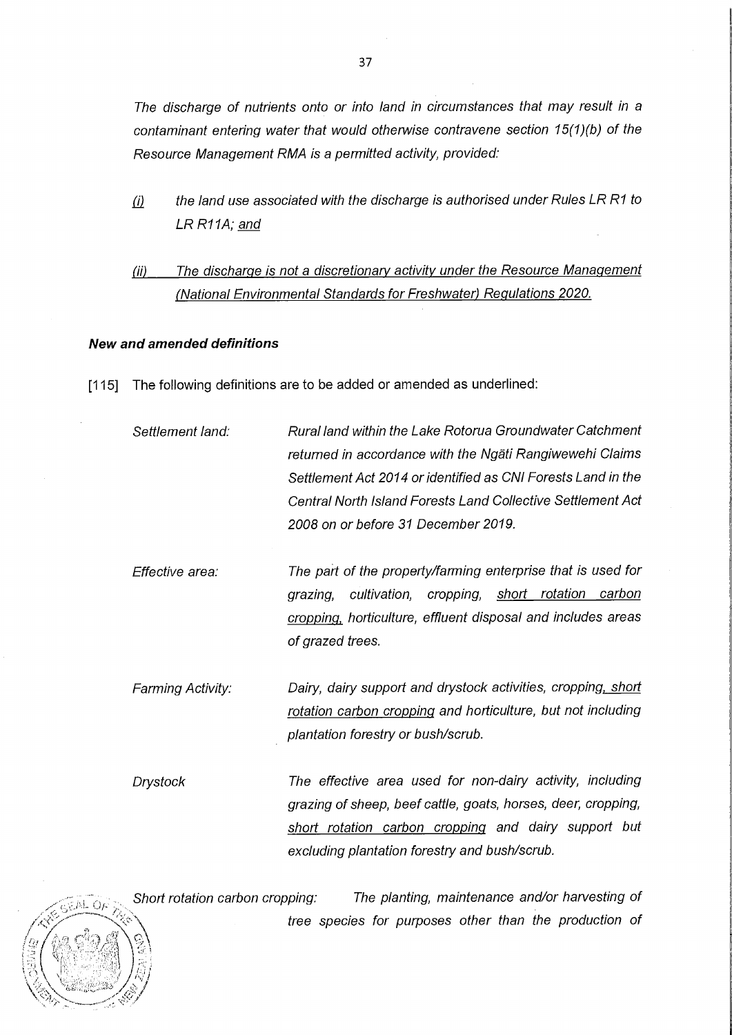*The discharge of nutrients onto or into land in circumstances that may result in a contaminant entering water that would otherwise contravene section 15(1)(b) of the Resource Management RMA is a permitted activity, provided:*

*(i) the land use associated with the discharge is authorised under Rules LR R1 to LR R11A; <u>and</u>*

*<u>(ii) The discharge is not a discretionary activity under the Resource Management (National Environmental Standards for Freshwater) Regulations 2020.</u>*

### New and amended definitions

[115] The following definitions are to be added or amended as underlined:

| | |
|---|---|
| *Settlement land:* | *Rural land within the Lake Rotorua Groundwater Catchment returned in accordance with the Ngāti Rangiwewehi Claims Settlement Act 2014 or identified as CNI Forests Land in the Central North Island Forests Land Collective Settlement Act 2008 on or before 31 December 2019.* |
| *Effective area:* | *The part of the property/farming enterprise that is used for grazing, cultivation, cropping, <u>short rotation carbon cropping,</u> horticulture, effluent disposal and includes areas of grazed trees.* |
| *Farming Activity:* | *Dairy, dairy support and drystock activities, cropping<u>, short rotation carbon cropping</u> and horticulture, but not including plantation forestry or bush/scrub.* |
| *Drystock* | *The effective area used for non-dairy activity, including grazing of sheep, beef cattle, goats, horses, deer, cropping, <u>short rotation carbon cropping</u> and dairy support but excluding plantation forestry and bush/scrub.* |
| *Short rotation carbon cropping:* | *The planting, maintenance and/or harvesting of tree species for purposes other than the production of* |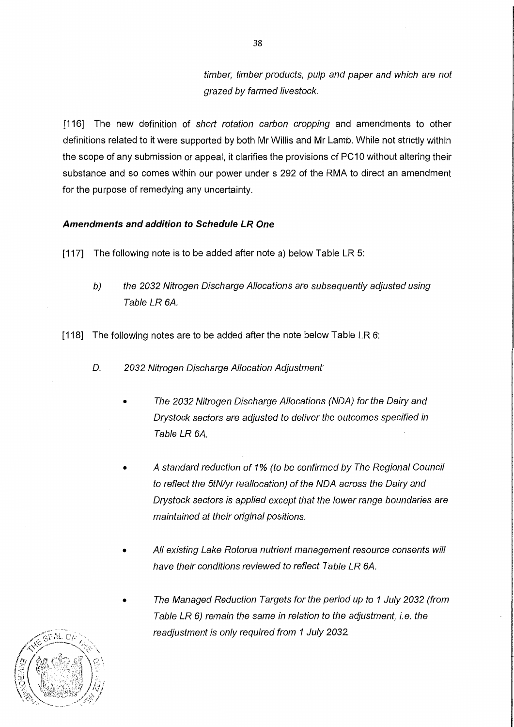*timber, timber products, pulp and paper and which are not grazed by farmed livestock.*

[116] The new definition of *short rotation carbon cropping* and amendments to other definitions related to it were supported by both Mr Willis and Mr Lamb. While not strictly within the scope of any submission or appeal, it clarifies the provisions of PC10 without altering their substance and so comes within our power under s 292 of the RMA to direct an amendment for the purpose of remedying any uncertainty.

### *Amendments and addition to Schedule LR One*

[117] The following note is to be added after note a) below Table LR 5:

> *b) the 2032 Nitrogen Discharge Allocations are subsequently adjusted using Table LR 6A.*

[118] The following notes are to be added after the note below Table LR 6:

> *D. 2032 Nitrogen Discharge Allocation Adjustment*
>
> - *The 2032 Nitrogen Discharge Allocations (NDA) for the Dairy and Drystock sectors are adjusted to deliver the outcomes specified in Table LR 6A.*
> - *A standard reduction of 1% (to be confirmed by The Regional Council to reflect the 5tN/yr reallocation) of the NDA across the Dairy and Drystock sectors is applied except that the lower range boundaries are maintained at their original positions.*
> - *All existing Lake Rotorua nutrient management resource consents will have their conditions reviewed to reflect Table LR 6A.*
> - *The Managed Reduction Targets for the period up to 1 July 2032 (from Table LR 6) remain the same in relation to the adjustment, i.e. the readjustment is only required from 1 July 2032.*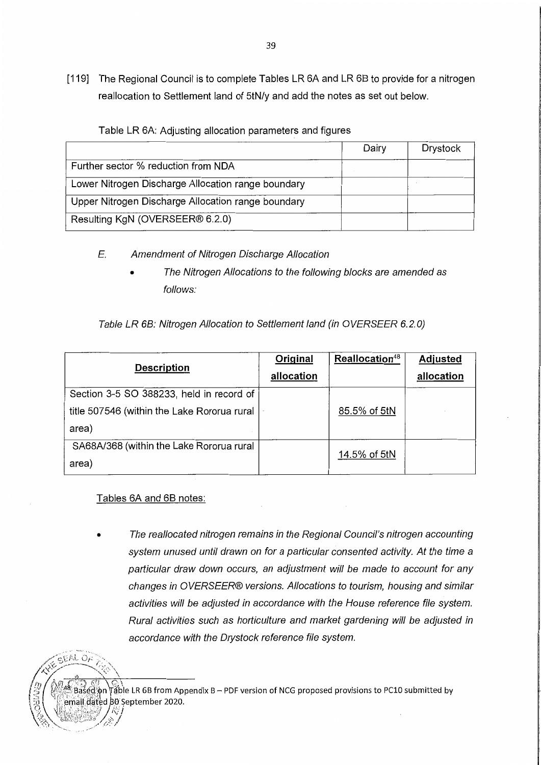[119] The Regional Council is to complete Tables LR 6A and LR 6B to provide for a nitrogen reallocation to Settlement land of 5tN/y and add the notes as set out below.

Table LR 6A: Adjusting allocation parameters and figures

| | Dairy | Drystock |
|---|---|---|
| Further sector % reduction from NDA | | |
| Lower Nitrogen Discharge Allocation range boundary | | |
| Upper Nitrogen Discharge Allocation range boundary | | |
| Resulting KgN (OVERSEER® 6.2.0) | | |

*E. Amendment of Nitrogen Discharge Allocation*

- *The Nitrogen Allocations to the following blocks are amended as follows:*

*Table LR 6B: Nitrogen Allocation to Settlement land (in OVERSEER 6.2.0)*

| <u>Description</u> | <u>Original allocation</u> | <u>Reallocation</u>[48] | <u>Adjusted allocation</u> |
|---|---|---|---|
| Section 3-5 SO 388233, held in record of title 507546 (within the Lake Rororua rural area) | | <u>85.5% of 5tN</u> | |
| SA68A/368 (within the Lake Rororua rural area) | | <u>14.5% of 5tN</u> | |

<u>Tables 6A and 6B notes:</u>

- *The reallocated nitrogen remains in the Regional Council's nitrogen accounting system unused until drawn on for a particular consented activity. At the time a particular draw down occurs, an adjustment will be made to account for any changes in OVERSEER® versions. Allocations to tourism, housing and similar activities will be adjusted in accordance with the House reference file system. Rural activities such as horticulture and market gardening will be adjusted in accordance with the Drystock reference file system.*

[48] Based on Table LR 6B from Appendix B – PDF version of NCG proposed provisions to PC10 submitted by email dated 30 September 2020.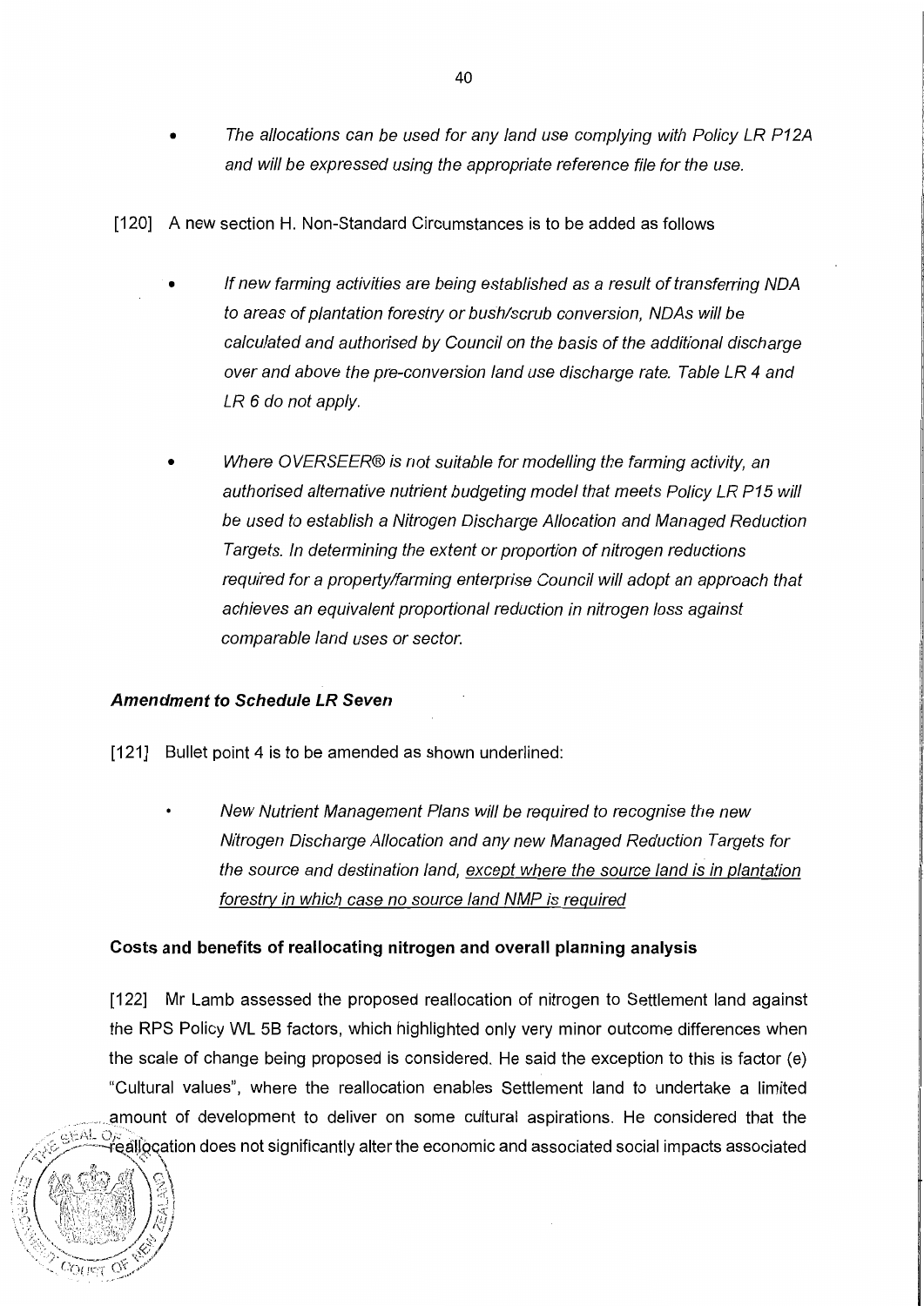- *The allocations can be used for any land use complying with Policy LR P12A and will be expressed using the appropriate reference file for the use.*

[120] A new section H. Non-Standard Circumstances is to be added as follows

- *If new farming activities are being established as a result of transferring NDA to areas of plantation forestry or bush/scrub conversion, NDAs will be calculated and authorised by Council on the basis of the additional discharge over and above the pre-conversion land use discharge rate. Table LR 4 and LR 6 do not apply.*

- *Where OVERSEER® is not suitable for modelling the farming activity, an authorised alternative nutrient budgeting model that meets Policy LR P15 will be used to establish a Nitrogen Discharge Allocation and Managed Reduction Targets. In determining the extent or proportion of nitrogen reductions required for a property/farming enterprise Council will adopt an approach that achieves an equivalent proportional reduction in nitrogen loss against comparable land uses or sector.*

### *Amendment to Schedule LR Seven*

[121] Bullet point 4 is to be amended as shown underlined:

- *New Nutrient Management Plans will be required to recognise the new Nitrogen Discharge Allocation and any new Managed Reduction Targets for the source and destination land, <u>except where the source land is in plantation forestry in which case no source land NMP is required</u>*

### Costs and benefits of reallocating nitrogen and overall planning analysis

[122] Mr Lamb assessed the proposed reallocation of nitrogen to Settlement land against the RPS Policy WL 5B factors, which highlighted only very minor outcome differences when the scale of change being proposed is considered. He said the exception to this is factor (e) "Cultural values", where the reallocation enables Settlement land to undertake a limited amount of development to deliver on some cultural aspirations. He considered that the reallocation does not significantly alter the economic and associated social impacts associated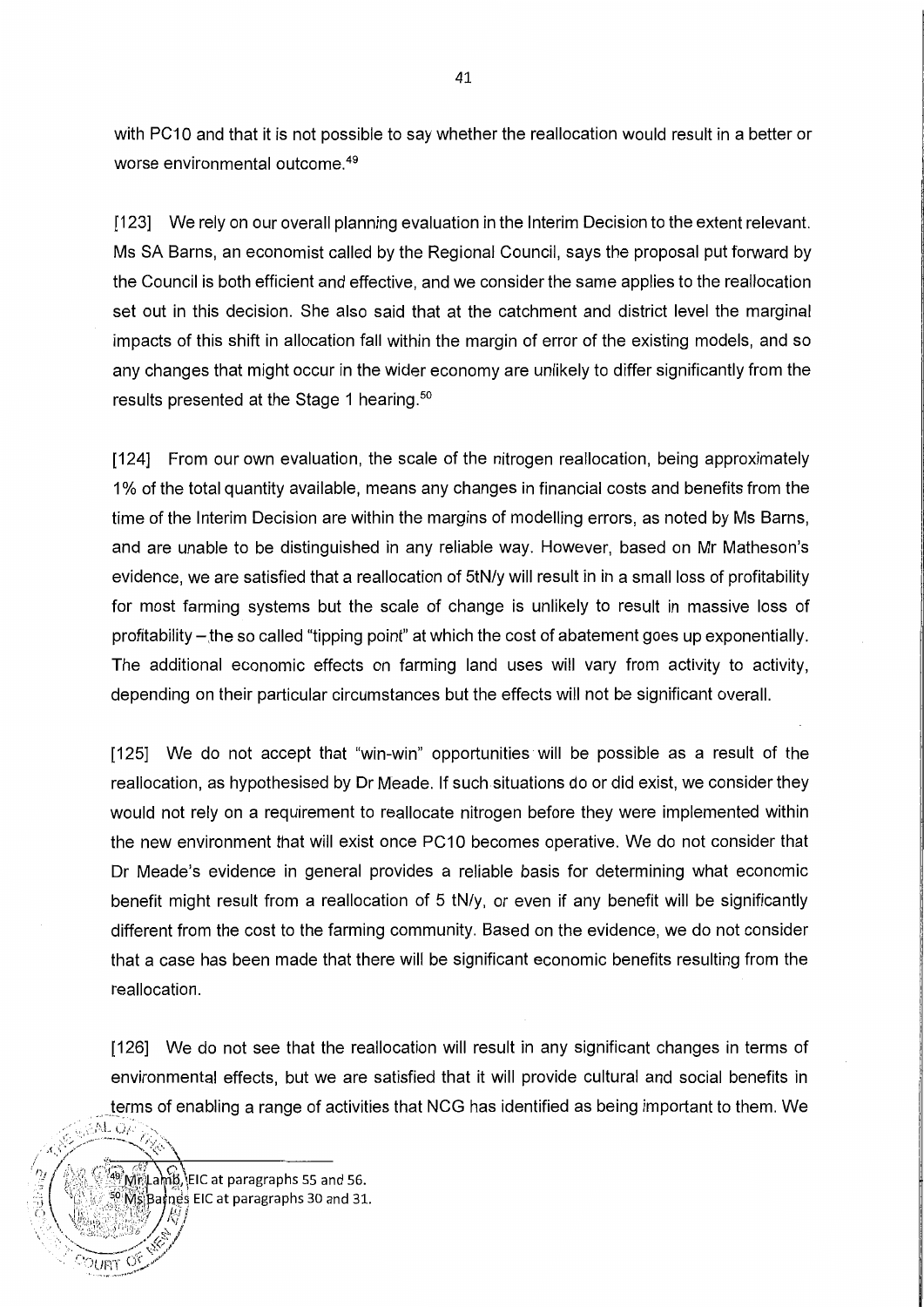with PC10 and that it is not possible to say whether the reallocation would result in a better or worse environmental outcome.[49]

[123] We rely on our overall planning evaluation in the Interim Decision to the extent relevant. Ms SA Barns, an economist called by the Regional Council, says the proposal put forward by the Council is both efficient and effective, and we consider the same applies to the reallocation set out in this decision. She also said that at the catchment and district level the marginal impacts of this shift in allocation fall within the margin of error of the existing models, and so any changes that might occur in the wider economy are unlikely to differ significantly from the results presented at the Stage 1 hearing.[50]

[124] From our own evaluation, the scale of the nitrogen reallocation, being approximately 1% of the total quantity available, means any changes in financial costs and benefits from the time of the Interim Decision are within the margins of modelling errors, as noted by Ms Barns, and are unable to be distinguished in any reliable way. However, based on Mr Matheson's evidence, we are satisfied that a reallocation of 5tN/y will result in in a small loss of profitability for most farming systems but the scale of change is unlikely to result in massive loss of profitability – the so called "tipping point" at which the cost of abatement goes up exponentially. The additional economic effects on farming land uses will vary from activity to activity, depending on their particular circumstances but the effects will not be significant overall.

[125] We do not accept that "win-win" opportunities will be possible as a result of the reallocation, as hypothesised by Dr Meade. If such situations do or did exist, we consider they would not rely on a requirement to reallocate nitrogen before they were implemented within the new environment that will exist once PC10 becomes operative. We do not consider that Dr Meade's evidence in general provides a reliable basis for determining what economic benefit might result from a reallocation of 5 tN/y, or even if any benefit will be significantly different from the cost to the farming community. Based on the evidence, we do not consider that a case has been made that there will be significant economic benefits resulting from the reallocation.

[126] We do not see that the reallocation will result in any significant changes in terms of environmental effects, but we are satisfied that it will provide cultural and social benefits in terms of enabling a range of activities that NCG has identified as being important to them. We

---

[49] Mr Lamb, EIC at paragraphs 55 and 56.

[50] Ms Barnes EIC at paragraphs 30 and 31.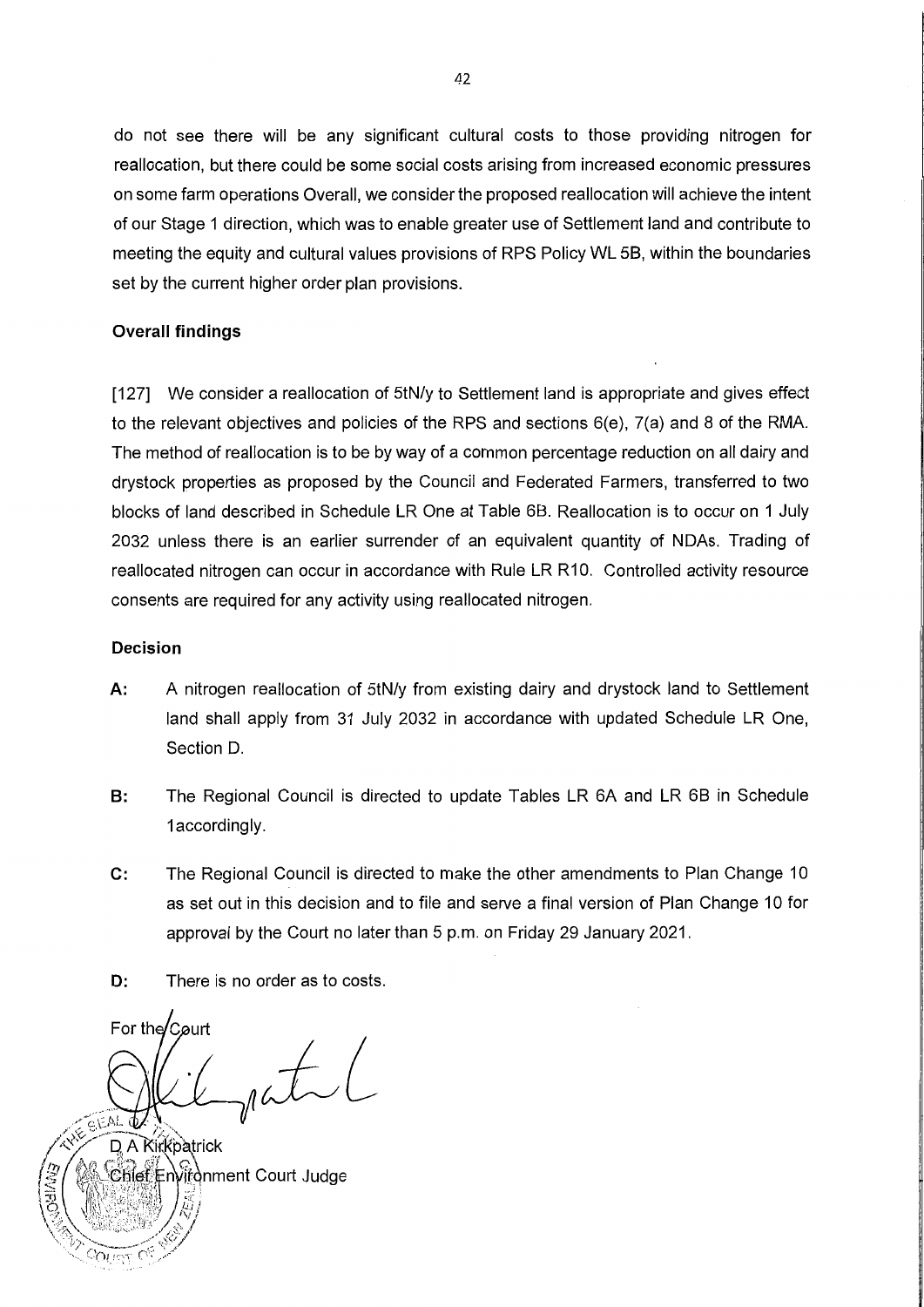do not see there will be any significant cultural costs to those providing nitrogen for reallocation, but there could be some social costs arising from increased economic pressures on some farm operations Overall, we consider the proposed reallocation will achieve the intent of our Stage 1 direction, which was to enable greater use of Settlement land and contribute to meeting the equity and cultural values provisions of RPS Policy WL 5B, within the boundaries set by the current higher order plan provisions.

### Overall findings

[127] We consider a reallocation of 5tN/y to Settlement land is appropriate and gives effect to the relevant objectives and policies of the RPS and sections 6(e), 7(a) and 8 of the RMA. The method of reallocation is to be by way of a common percentage reduction on all dairy and drystock properties as proposed by the Council and Federated Farmers, transferred to two blocks of land described in Schedule LR One at Table 6B. Reallocation is to occur on 1 July 2032 unless there is an earlier surrender of an equivalent quantity of NDAs. Trading of reallocated nitrogen can occur in accordance with Rule LR R10. Controlled activity resource consents are required for any activity using reallocated nitrogen.

### Decision

**A:** A nitrogen reallocation of 5tN/y from existing dairy and drystock land to Settlement land shall apply from 31 July 2032 in accordance with updated Schedule LR One, Section D.

**B:** The Regional Council is directed to update Tables LR 6A and LR 6B in Schedule 1accordingly.

**C:** The Regional Council is directed to make the other amendments to Plan Change 10 as set out in this decision and to file and serve a final version of Plan Change 10 for approval by the Court no later than 5 p.m. on Friday 29 January 2021.

**D:** There is no order as to costs.

For the Court

D A Kirkpatrick
Chief Environment Court Judge